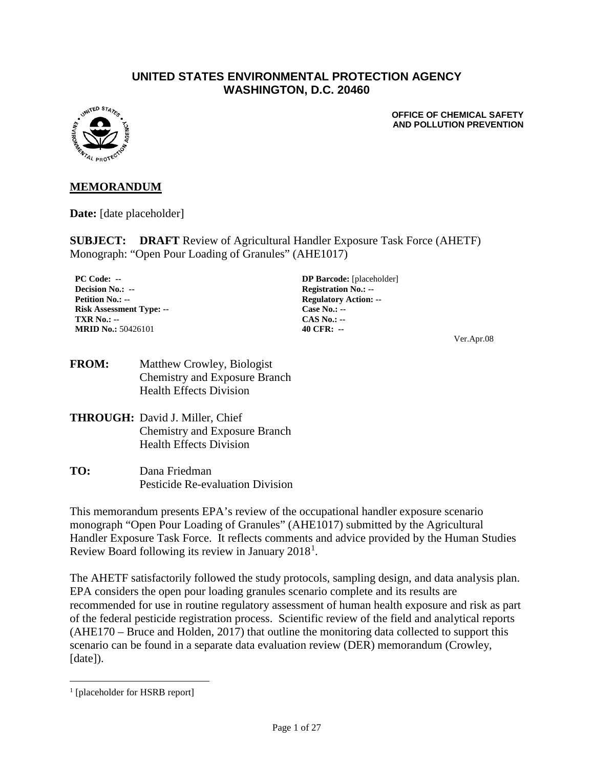**UNITED STATES ENVIRONMENTAL PROTECTION AGENCY**
**WASHINGTON, D.C. 20460**

**OFFICE OF CHEMICAL SAFETY AND POLLUTION PREVENTION**

## MEMORANDUM

**Date:** [date placeholder]

**SUBJECT: DRAFT** Review of Agricultural Handler Exposure Task Force (AHETF) Monograph: "Open Pour Loading of Granules" (AHE1017)

| | |
|---|---|
| **PC Code: --** | **DP Barcode:** [placeholder] |
| **Decision No.: --** | **Registration No.: --** |
| **Petition No.: --** | **Regulatory Action: --** |
| **Risk Assessment Type: --** | **Case No.: --** |
| **TXR No.: --** | **CAS No.: --** |
| **MRID No.:** 50426101 | **40 CFR: --** |

Ver.Apr.08

**FROM:** Matthew Crowley, Biologist
Chemistry and Exposure Branch
Health Effects Division

**THROUGH:** David J. Miller, Chief
Chemistry and Exposure Branch
Health Effects Division

**TO:** Dana Friedman
Pesticide Re-evaluation Division

This memorandum presents EPA's review of the occupational handler exposure scenario monograph "Open Pour Loading of Granules" (AHE1017) submitted by the Agricultural Handler Exposure Task Force. It reflects comments and advice provided by the Human Studies Review Board following its review in January 2018[1].

The AHETF satisfactorily followed the study protocols, sampling design, and data analysis plan. EPA considers the open pour loading granules scenario complete and its results are recommended for use in routine regulatory assessment of human health exposure and risk as part of the federal pesticide registration process. Scientific review of the field and analytical reports (AHE170 – Bruce and Holden, 2017) that outline the monitoring data collected to support this scenario can be found in a separate data evaluation review (DER) memorandum (Crowley, [date]).

---

[1] [placeholder for HSRB report]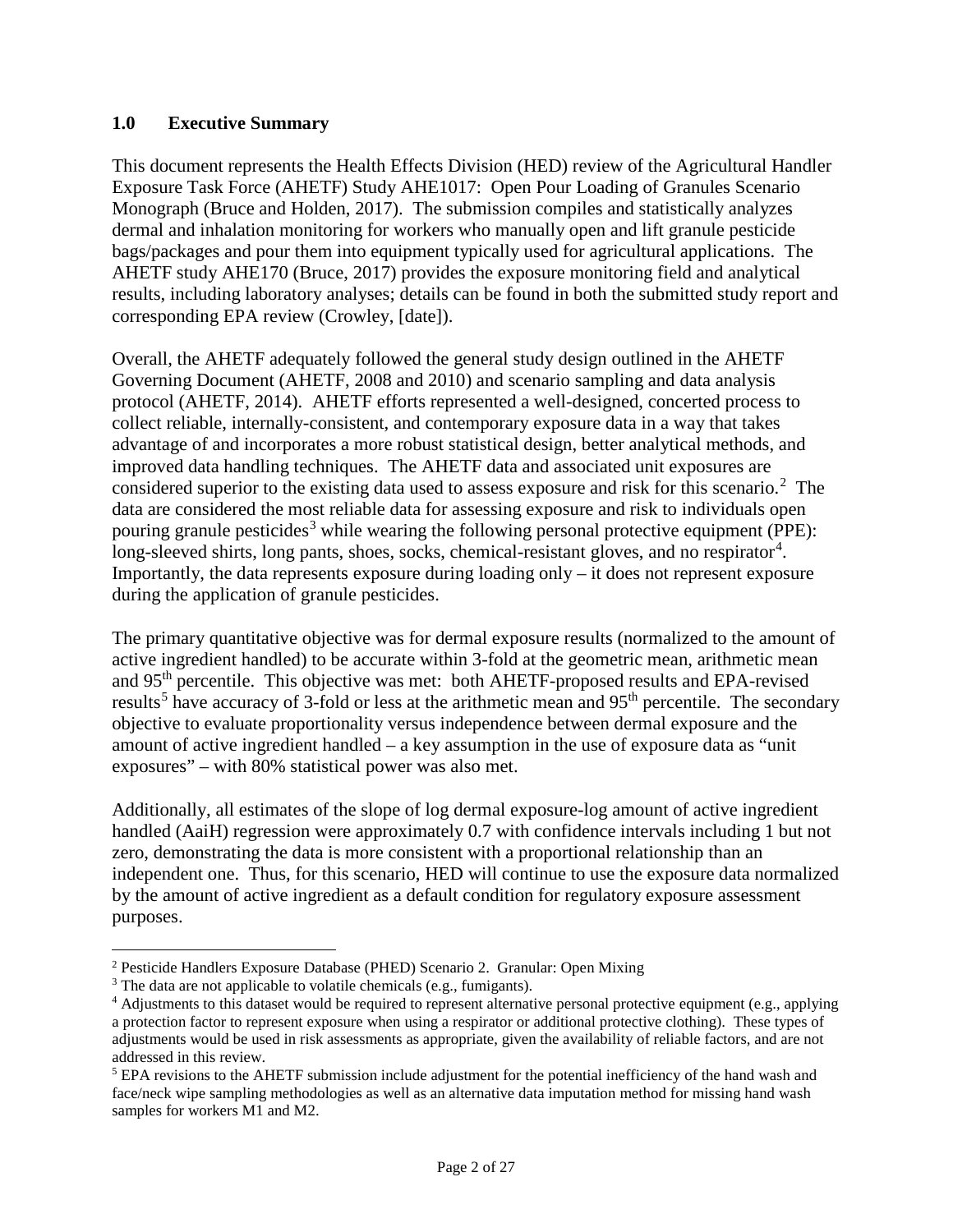## 1.0 Executive Summary

This document represents the Health Effects Division (HED) review of the Agricultural Handler Exposure Task Force (AHETF) Study AHE1017: Open Pour Loading of Granules Scenario Monograph (Bruce and Holden, 2017). The submission compiles and statistically analyzes dermal and inhalation monitoring for workers who manually open and lift granule pesticide bags/packages and pour them into equipment typically used for agricultural applications. The AHETF study AHE170 (Bruce, 2017) provides the exposure monitoring field and analytical results, including laboratory analyses; details can be found in both the submitted study report and corresponding EPA review (Crowley, [date]).

Overall, the AHETF adequately followed the general study design outlined in the AHETF Governing Document (AHETF, 2008 and 2010) and scenario sampling and data analysis protocol (AHETF, 2014). AHETF efforts represented a well-designed, concerted process to collect reliable, internally-consistent, and contemporary exposure data in a way that takes advantage of and incorporates a more robust statistical design, better analytical methods, and improved data handling techniques. The AHETF data and associated unit exposures are considered superior to the existing data used to assess exposure and risk for this scenario.[2] The data are considered the most reliable data for assessing exposure and risk to individuals open pouring granule pesticides[3] while wearing the following personal protective equipment (PPE): long-sleeved shirts, long pants, shoes, socks, chemical-resistant gloves, and no respirator[4]. Importantly, the data represents exposure during loading only – it does not represent exposure during the application of granule pesticides.

The primary quantitative objective was for dermal exposure results (normalized to the amount of active ingredient handled) to be accurate within 3-fold at the geometric mean, arithmetic mean and 95$^{th}$ percentile. This objective was met: both AHETF-proposed results and EPA-revised results[5] have accuracy of 3-fold or less at the arithmetic mean and 95$^{th}$ percentile. The secondary objective to evaluate proportionality versus independence between dermal exposure and the amount of active ingredient handled – a key assumption in the use of exposure data as "unit exposures" – with 80% statistical power was also met.

Additionally, all estimates of the slope of log dermal exposure-log amount of active ingredient handled (AaiH) regression were approximately 0.7 with confidence intervals including 1 but not zero, demonstrating the data is more consistent with a proportional relationship than an independent one. Thus, for this scenario, HED will continue to use the exposure data normalized by the amount of active ingredient as a default condition for regulatory exposure assessment purposes.

---

[2] Pesticide Handlers Exposure Database (PHED) Scenario 2. Granular: Open Mixing

[3] The data are not applicable to volatile chemicals (e.g., fumigants).

[4] Adjustments to this dataset would be required to represent alternative personal protective equipment (e.g., applying a protection factor to represent exposure when using a respirator or additional protective clothing). These types of adjustments would be used in risk assessments as appropriate, given the availability of reliable factors, and are not addressed in this review.

[5] EPA revisions to the AHETF submission include adjustment for the potential inefficiency of the hand wash and face/neck wipe sampling methodologies as well as an alternative data imputation method for missing hand wash samples for workers M1 and M2.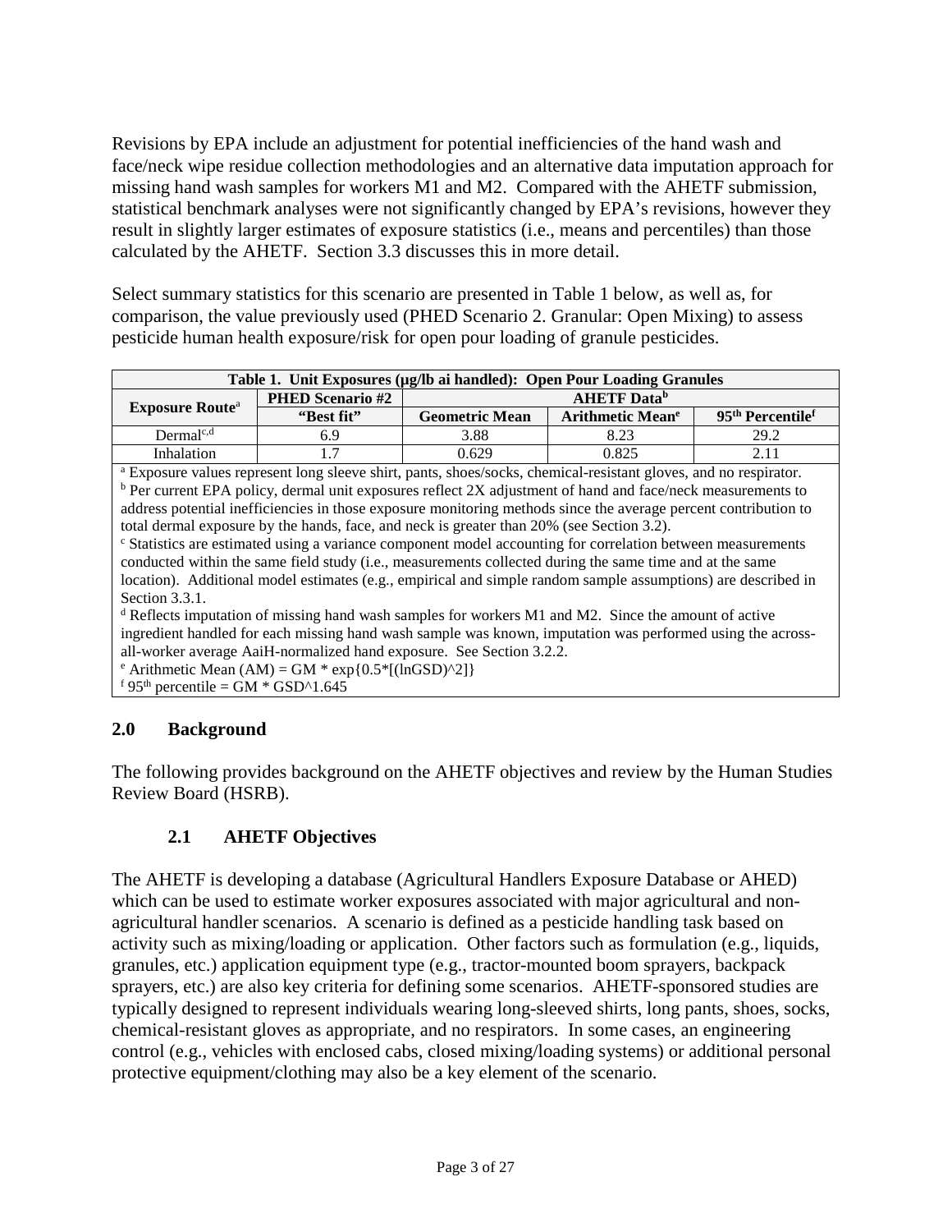Revisions by EPA include an adjustment for potential inefficiencies of the hand wash and face/neck wipe residue collection methodologies and an alternative data imputation approach for missing hand wash samples for workers M1 and M2. Compared with the AHETF submission, statistical benchmark analyses were not significantly changed by EPA's revisions, however they result in slightly larger estimates of exposure statistics (i.e., means and percentiles) than those calculated by the AHETF. Section 3.3 discusses this in more detail.

Select summary statistics for this scenario are presented in Table 1 below, as well as, for comparison, the value previously used (PHED Scenario 2. Granular: Open Mixing) to assess pesticide human health exposure/risk for open pour loading of granule pesticides.

**Table 1. Unit Exposures (µg/lb ai handled): Open Pour Loading Granules**

| Exposure Route[a] | PHED Scenario #2 | AHETF Data[b] | | |
|---|---|---|---|---|
| | "Best fit" | Geometric Mean | Arithmetic Mean[e] | 95th Percentile[f] |
| Dermal[c,d] | 6.9 | 3.88 | 8.23 | 29.2 |
| Inhalation | 1.7 | 0.629 | 0.825 | 2.11 |

[a] Exposure values represent long sleeve shirt, pants, shoes/socks, chemical-resistant gloves, and no respirator.
[b] Per current EPA policy, dermal unit exposures reflect 2X adjustment of hand and face/neck measurements to address potential inefficiencies in those exposure monitoring methods since the average percent contribution to total dermal exposure by the hands, face, and neck is greater than 20% (see Section 3.2).
[c] Statistics are estimated using a variance component model accounting for correlation between measurements conducted within the same field study (i.e., measurements collected during the same time and at the same location). Additional model estimates (e.g., empirical and simple random sample assumptions) are described in Section 3.3.1.
[d] Reflects imputation of missing hand wash samples for workers M1 and M2. Since the amount of active ingredient handled for each missing hand wash sample was known, imputation was performed using the across-all-worker average AaiH-normalized hand exposure. See Section 3.2.2.
[e] Arithmetic Mean (AM) = GM * exp{0.5*[(lnGSD)^2]}
[f] 95th percentile = GM * GSD^1.645

## 2.0 Background

The following provides background on the AHETF objectives and review by the Human Studies Review Board (HSRB).

### 2.1 AHETF Objectives

The AHETF is developing a database (Agricultural Handlers Exposure Database or AHED) which can be used to estimate worker exposures associated with major agricultural and non-agricultural handler scenarios. A scenario is defined as a pesticide handling task based on activity such as mixing/loading or application. Other factors such as formulation (e.g., liquids, granules, etc.) application equipment type (e.g., tractor-mounted boom sprayers, backpack sprayers, etc.) are also key criteria for defining some scenarios. AHETF-sponsored studies are typically designed to represent individuals wearing long-sleeved shirts, long pants, shoes, socks, chemical-resistant gloves as appropriate, and no respirators. In some cases, an engineering control (e.g., vehicles with enclosed cabs, closed mixing/loading systems) or additional personal protective equipment/clothing may also be a key element of the scenario.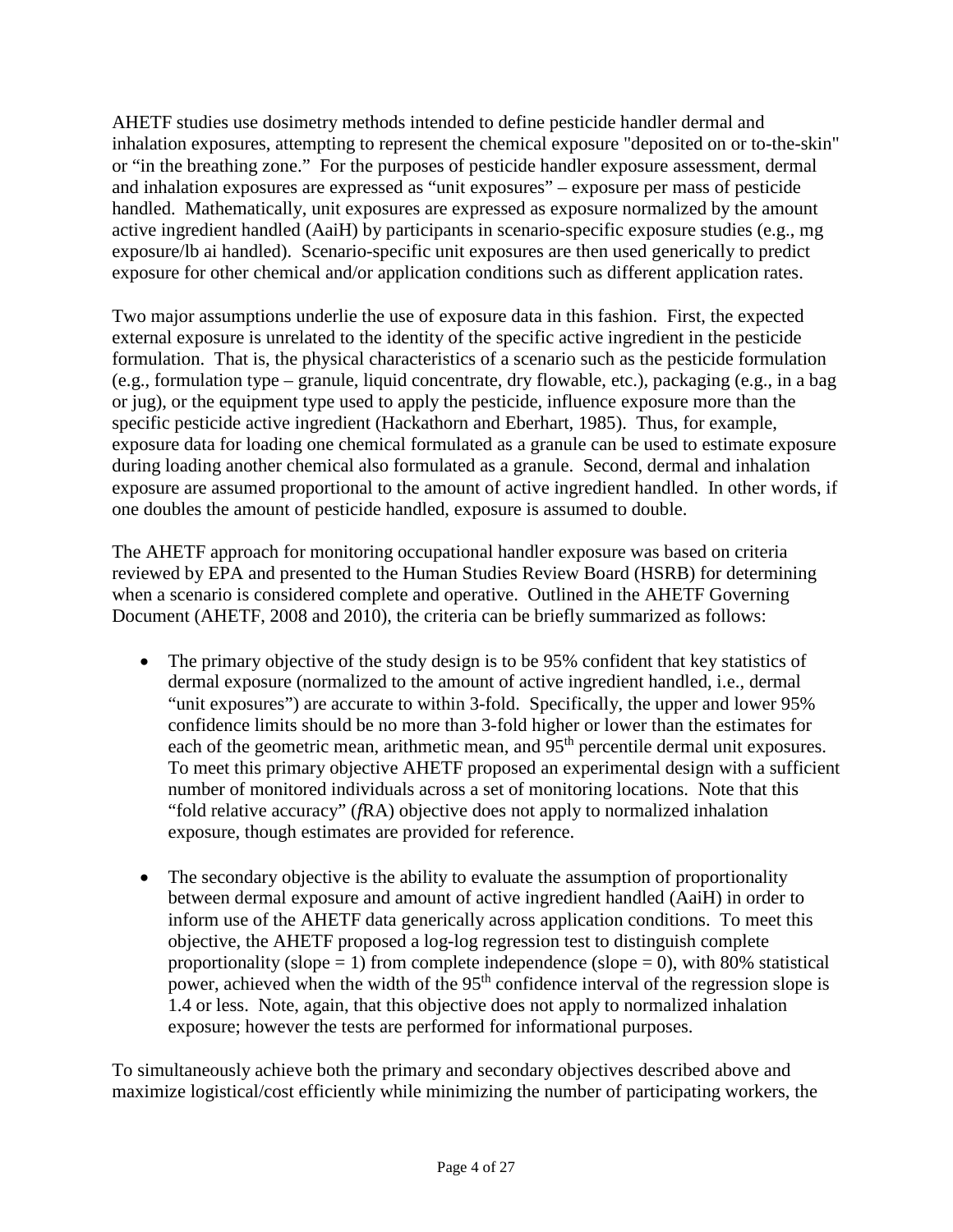AHETF studies use dosimetry methods intended to define pesticide handler dermal and inhalation exposures, attempting to represent the chemical exposure "deposited on or to-the-skin" or "in the breathing zone." For the purposes of pesticide handler exposure assessment, dermal and inhalation exposures are expressed as "unit exposures" – exposure per mass of pesticide handled. Mathematically, unit exposures are expressed as exposure normalized by the amount active ingredient handled (AaiH) by participants in scenario-specific exposure studies (e.g., mg exposure/lb ai handled). Scenario-specific unit exposures are then used generically to predict exposure for other chemical and/or application conditions such as different application rates.

Two major assumptions underlie the use of exposure data in this fashion. First, the expected external exposure is unrelated to the identity of the specific active ingredient in the pesticide formulation. That is, the physical characteristics of a scenario such as the pesticide formulation (e.g., formulation type – granule, liquid concentrate, dry flowable, etc.), packaging (e.g., in a bag or jug), or the equipment type used to apply the pesticide, influence exposure more than the specific pesticide active ingredient (Hackathorn and Eberhart, 1985). Thus, for example, exposure data for loading one chemical formulated as a granule can be used to estimate exposure during loading another chemical also formulated as a granule. Second, dermal and inhalation exposure are assumed proportional to the amount of active ingredient handled. In other words, if one doubles the amount of pesticide handled, exposure is assumed to double.

The AHETF approach for monitoring occupational handler exposure was based on criteria reviewed by EPA and presented to the Human Studies Review Board (HSRB) for determining when a scenario is considered complete and operative. Outlined in the AHETF Governing Document (AHETF, 2008 and 2010), the criteria can be briefly summarized as follows:

- The primary objective of the study design is to be 95% confident that key statistics of dermal exposure (normalized to the amount of active ingredient handled, i.e., dermal "unit exposures") are accurate to within 3-fold. Specifically, the upper and lower 95% confidence limits should be no more than 3-fold higher or lower than the estimates for each of the geometric mean, arithmetic mean, and 95$^{th}$ percentile dermal unit exposures. To meet this primary objective AHETF proposed an experimental design with a sufficient number of monitored individuals across a set of monitoring locations. Note that this "fold relative accuracy" (*f*RA) objective does not apply to normalized inhalation exposure, though estimates are provided for reference.

- The secondary objective is the ability to evaluate the assumption of proportionality between dermal exposure and amount of active ingredient handled (AaiH) in order to inform use of the AHETF data generically across application conditions. To meet this objective, the AHETF proposed a log-log regression test to distinguish complete proportionality (slope = 1) from complete independence (slope = 0), with 80% statistical power, achieved when the width of the 95$^{th}$ confidence interval of the regression slope is 1.4 or less. Note, again, that this objective does not apply to normalized inhalation exposure; however the tests are performed for informational purposes.

To simultaneously achieve both the primary and secondary objectives described above and maximize logistical/cost efficiently while minimizing the number of participating workers, the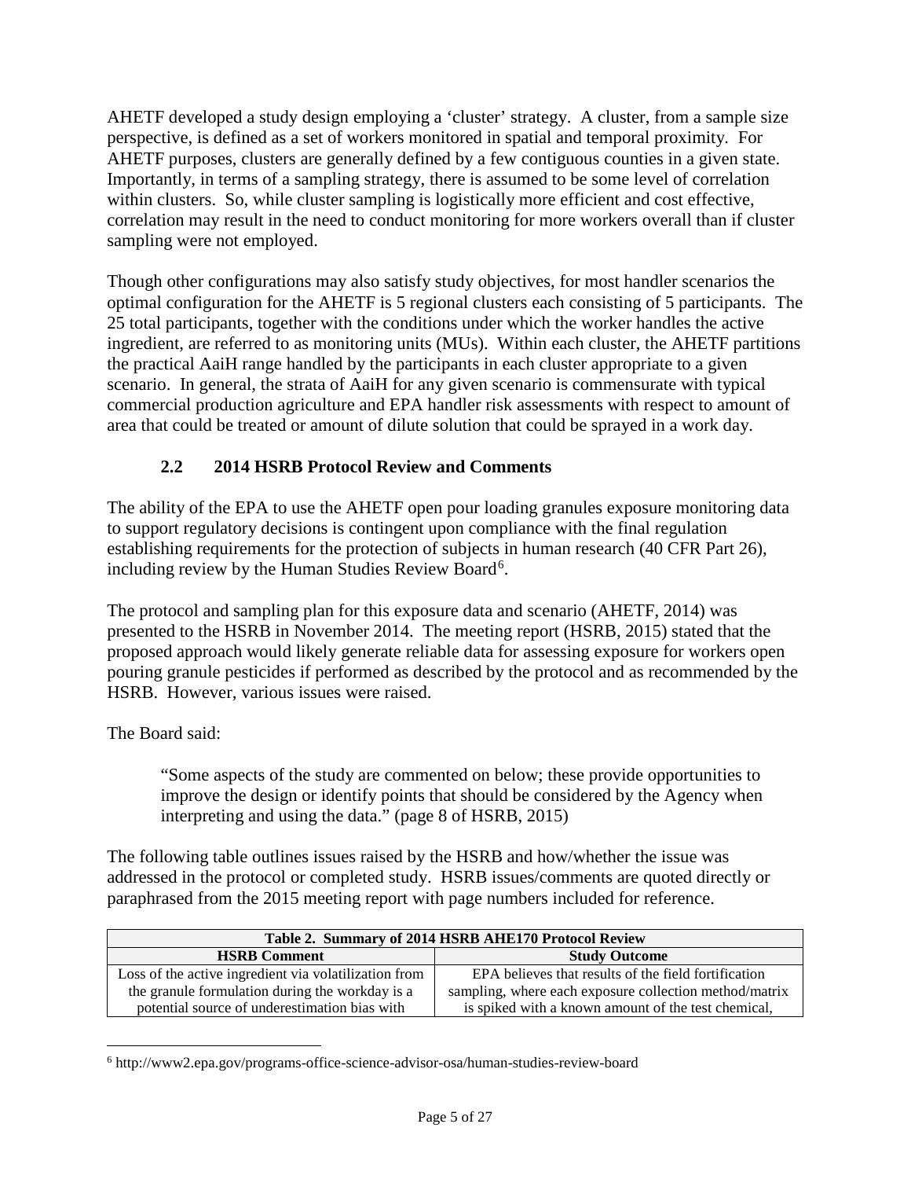AHETF developed a study design employing a 'cluster' strategy. A cluster, from a sample size perspective, is defined as a set of workers monitored in spatial and temporal proximity. For AHETF purposes, clusters are generally defined by a few contiguous counties in a given state. Importantly, in terms of a sampling strategy, there is assumed to be some level of correlation within clusters. So, while cluster sampling is logistically more efficient and cost effective, correlation may result in the need to conduct monitoring for more workers overall than if cluster sampling were not employed.

Though other configurations may also satisfy study objectives, for most handler scenarios the optimal configuration for the AHETF is 5 regional clusters each consisting of 5 participants. The 25 total participants, together with the conditions under which the worker handles the active ingredient, are referred to as monitoring units (MUs). Within each cluster, the AHETF partitions the practical AaiH range handled by the participants in each cluster appropriate to a given scenario. In general, the strata of AaiH for any given scenario is commensurate with typical commercial production agriculture and EPA handler risk assessments with respect to amount of area that could be treated or amount of dilute solution that could be sprayed in a work day.

## 2.2 2014 HSRB Protocol Review and Comments

The ability of the EPA to use the AHETF open pour loading granules exposure monitoring data to support regulatory decisions is contingent upon compliance with the final regulation establishing requirements for the protection of subjects in human research (40 CFR Part 26), including review by the Human Studies Review Board[6].

The protocol and sampling plan for this exposure data and scenario (AHETF, 2014) was presented to the HSRB in November 2014. The meeting report (HSRB, 2015) stated that the proposed approach would likely generate reliable data for assessing exposure for workers open pouring granule pesticides if performed as described by the protocol and as recommended by the HSRB. However, various issues were raised.

The Board said:

> "Some aspects of the study are commented on below; these provide opportunities to improve the design or identify points that should be considered by the Agency when interpreting and using the data." (page 8 of HSRB, 2015)

The following table outlines issues raised by the HSRB and how/whether the issue was addressed in the protocol or completed study. HSRB issues/comments are quoted directly or paraphrased from the 2015 meeting report with page numbers included for reference.

**Table 2. Summary of 2014 HSRB AHE170 Protocol Review**

| HSRB Comment | Study Outcome |
|---|---|
| Loss of the active ingredient via volatilization from the granule formulation during the workday is a potential source of underestimation bias with | EPA believes that results of the field fortification sampling, where each exposure collection method/matrix is spiked with a known amount of the test chemical, |

[6] http://www2.epa.gov/programs-office-science-advisor-osa/human-studies-review-board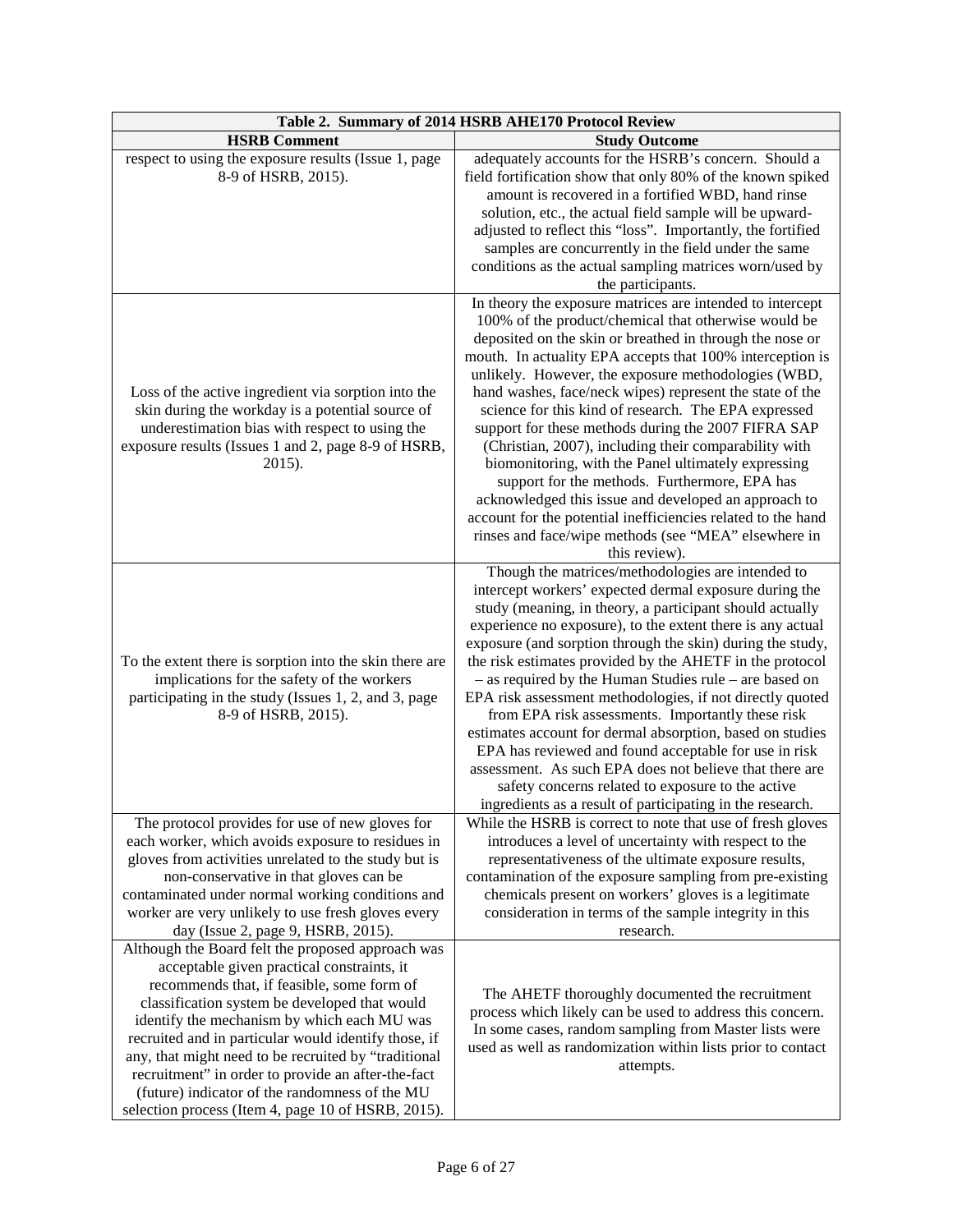| Table 2. Summary of 2014 HSRB AHE170 Protocol Review | |
|---|---|
| **HSRB Comment** | **Study Outcome** |
| respect to using the exposure results (Issue 1, page 8-9 of HSRB, 2015). | adequately accounts for the HSRB's concern. Should a field fortification show that only 80% of the known spiked amount is recovered in a fortified WBD, hand rinse solution, etc., the actual field sample will be upward-adjusted to reflect this "loss". Importantly, the fortified samples are concurrently in the field under the same conditions as the actual sampling matrices worn/used by the participants. |
| Loss of the active ingredient via sorption into the skin during the workday is a potential source of underestimation bias with respect to using the exposure results (Issues 1 and 2, page 8-9 of HSRB, 2015). | In theory the exposure matrices are intended to intercept 100% of the product/chemical that otherwise would be deposited on the skin or breathed in through the nose or mouth. In actuality EPA accepts that 100% interception is unlikely. However, the exposure methodologies (WBD, hand washes, face/neck wipes) represent the state of the science for this kind of research. The EPA expressed support for these methods during the 2007 FIFRA SAP (Christian, 2007), including their comparability with biomonitoring, with the Panel ultimately expressing support for the methods. Furthermore, EPA has acknowledged this issue and developed an approach to account for the potential inefficiencies related to the hand rinses and face/wipe methods (see "MEA" elsewhere in this review). |
| To the extent there is sorption into the skin there are implications for the safety of the workers participating in the study (Issues 1, 2, and 3, page 8-9 of HSRB, 2015). | Though the matrices/methodologies are intended to intercept workers' expected dermal exposure during the study (meaning, in theory, a participant should actually experience no exposure), to the extent there is any actual exposure (and sorption through the skin) during the study, the risk estimates provided by the AHETF in the protocol – as required by the Human Studies rule – are based on EPA risk assessment methodologies, if not directly quoted from EPA risk assessments. Importantly these risk estimates account for dermal absorption, based on studies EPA has reviewed and found acceptable for use in risk assessment. As such EPA does not believe that there are safety concerns related to exposure to the active ingredients as a result of participating in the research. |
| The protocol provides for use of new gloves for each worker, which avoids exposure to residues in gloves from activities unrelated to the study but is non-conservative in that gloves can be contaminated under normal working conditions and worker are very unlikely to use fresh gloves every day (Issue 2, page 9, HSRB, 2015). | While the HSRB is correct to note that use of fresh gloves introduces a level of uncertainty with respect to the representativeness of the ultimate exposure results, contamination of the exposure sampling from pre-existing chemicals present on workers' gloves is a legitimate consideration in terms of the sample integrity in this research. |
| Although the Board felt the proposed approach was acceptable given practical constraints, it recommends that, if feasible, some form of classification system be developed that would identify the mechanism by which each MU was recruited and in particular would identify those, if any, that might need to be recruited by "traditional recruitment" in order to provide an after-the-fact (future) indicator of the randomness of the MU selection process (Item 4, page 10 of HSRB, 2015). | The AHETF thoroughly documented the recruitment process which likely can be used to address this concern. In some cases, random sampling from Master lists were used as well as randomization within lists prior to contact attempts. |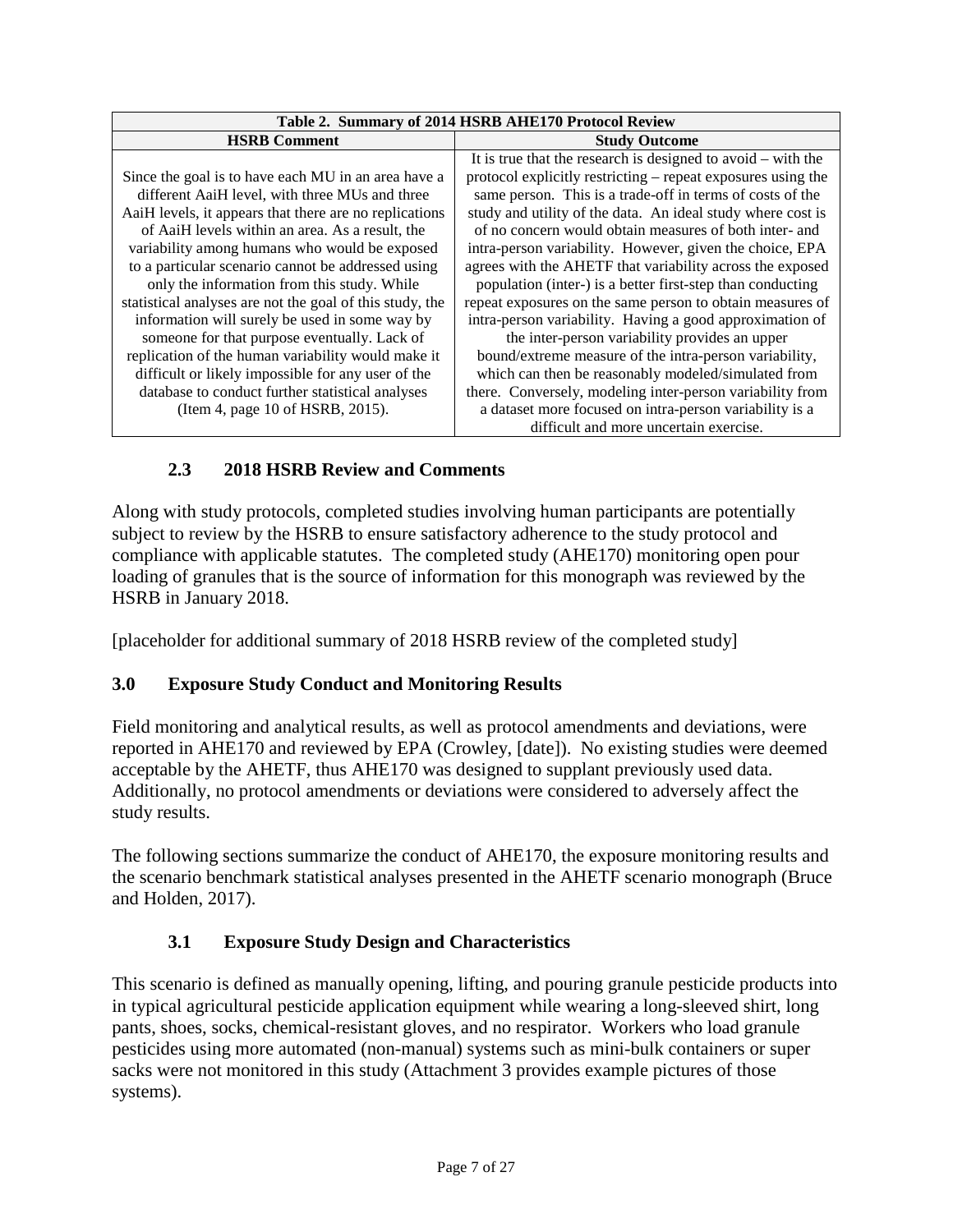| Table 2. Summary of 2014 HSRB AHE170 Protocol Review | |
|---|---|
| **HSRB Comment** | **Study Outcome** |
| Since the goal is to have each MU in an area have a different AaiH level, with three MUs and three AaiH levels, it appears that there are no replications of AaiH levels within an area. As a result, the variability among humans who would be exposed to a particular scenario cannot be addressed using only the information from this study. While statistical analyses are not the goal of this study, the information will surely be used in some way by someone for that purpose eventually. Lack of replication of the human variability would make it difficult or likely impossible for any user of the database to conduct further statistical analyses (Item 4, page 10 of HSRB, 2015). | It is true that the research is designed to avoid – with the protocol explicitly restricting – repeat exposures using the same person. This is a trade-off in terms of costs of the study and utility of the data. An ideal study where cost is of no concern would obtain measures of both inter- and intra-person variability. However, given the choice, EPA agrees with the AHETF that variability across the exposed population (inter-) is a better first-step than conducting repeat exposures on the same person to obtain measures of intra-person variability. Having a good approximation of the inter-person variability provides an upper bound/extreme measure of the intra-person variability, which can then be reasonably modeled/simulated from there. Conversely, modeling inter-person variability from a dataset more focused on intra-person variability is a difficult and more uncertain exercise. |

### 2.3 2018 HSRB Review and Comments

Along with study protocols, completed studies involving human participants are potentially subject to review by the HSRB to ensure satisfactory adherence to the study protocol and compliance with applicable statutes. The completed study (AHE170) monitoring open pour loading of granules that is the source of information for this monograph was reviewed by the HSRB in January 2018.

[placeholder for additional summary of 2018 HSRB review of the completed study]

## 3.0 Exposure Study Conduct and Monitoring Results

Field monitoring and analytical results, as well as protocol amendments and deviations, were reported in AHE170 and reviewed by EPA (Crowley, [date]). No existing studies were deemed acceptable by the AHETF, thus AHE170 was designed to supplant previously used data. Additionally, no protocol amendments or deviations were considered to adversely affect the study results.

The following sections summarize the conduct of AHE170, the exposure monitoring results and the scenario benchmark statistical analyses presented in the AHETF scenario monograph (Bruce and Holden, 2017).

### 3.1 Exposure Study Design and Characteristics

This scenario is defined as manually opening, lifting, and pouring granule pesticide products into in typical agricultural pesticide application equipment while wearing a long-sleeved shirt, long pants, shoes, socks, chemical-resistant gloves, and no respirator. Workers who load granule pesticides using more automated (non-manual) systems such as mini-bulk containers or super sacks were not monitored in this study (Attachment 3 provides example pictures of those systems).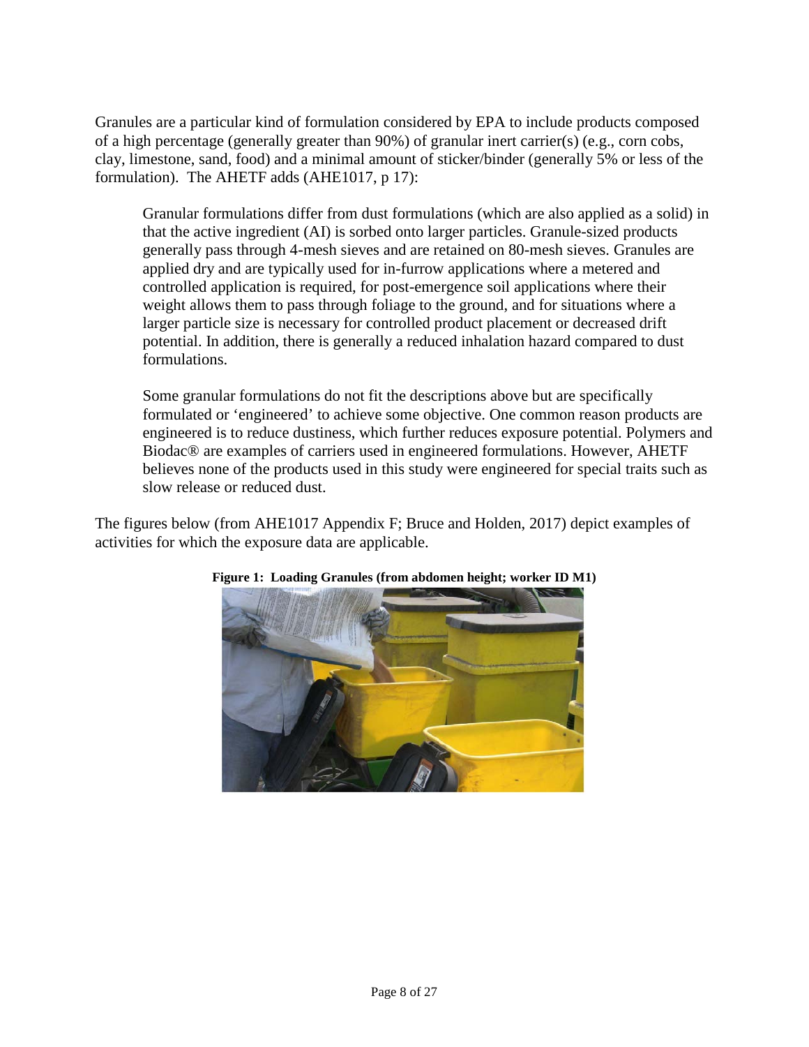Granules are a particular kind of formulation considered by EPA to include products composed of a high percentage (generally greater than 90%) of granular inert carrier(s) (e.g., corn cobs, clay, limestone, sand, food) and a minimal amount of sticker/binder (generally 5% or less of the formulation). The AHETF adds (AHE1017, p 17):

> Granular formulations differ from dust formulations (which are also applied as a solid) in that the active ingredient (AI) is sorbed onto larger particles. Granule-sized products generally pass through 4-mesh sieves and are retained on 80-mesh sieves. Granules are applied dry and are typically used for in-furrow applications where a metered and controlled application is required, for post-emergence soil applications where their weight allows them to pass through foliage to the ground, and for situations where a larger particle size is necessary for controlled product placement or decreased drift potential. In addition, there is generally a reduced inhalation hazard compared to dust formulations.
>
> Some granular formulations do not fit the descriptions above but are specifically formulated or 'engineered' to achieve some objective. One common reason products are engineered is to reduce dustiness, which further reduces exposure potential. Polymers and Biodac® are examples of carriers used in engineered formulations. However, AHETF believes none of the products used in this study were engineered for special traits such as slow release or reduced dust.

The figures below (from AHE1017 Appendix F; Bruce and Holden, 2017) depict examples of activities for which the exposure data are applicable.

**Figure 1: Loading Granules (from abdomen height; worker ID M1)**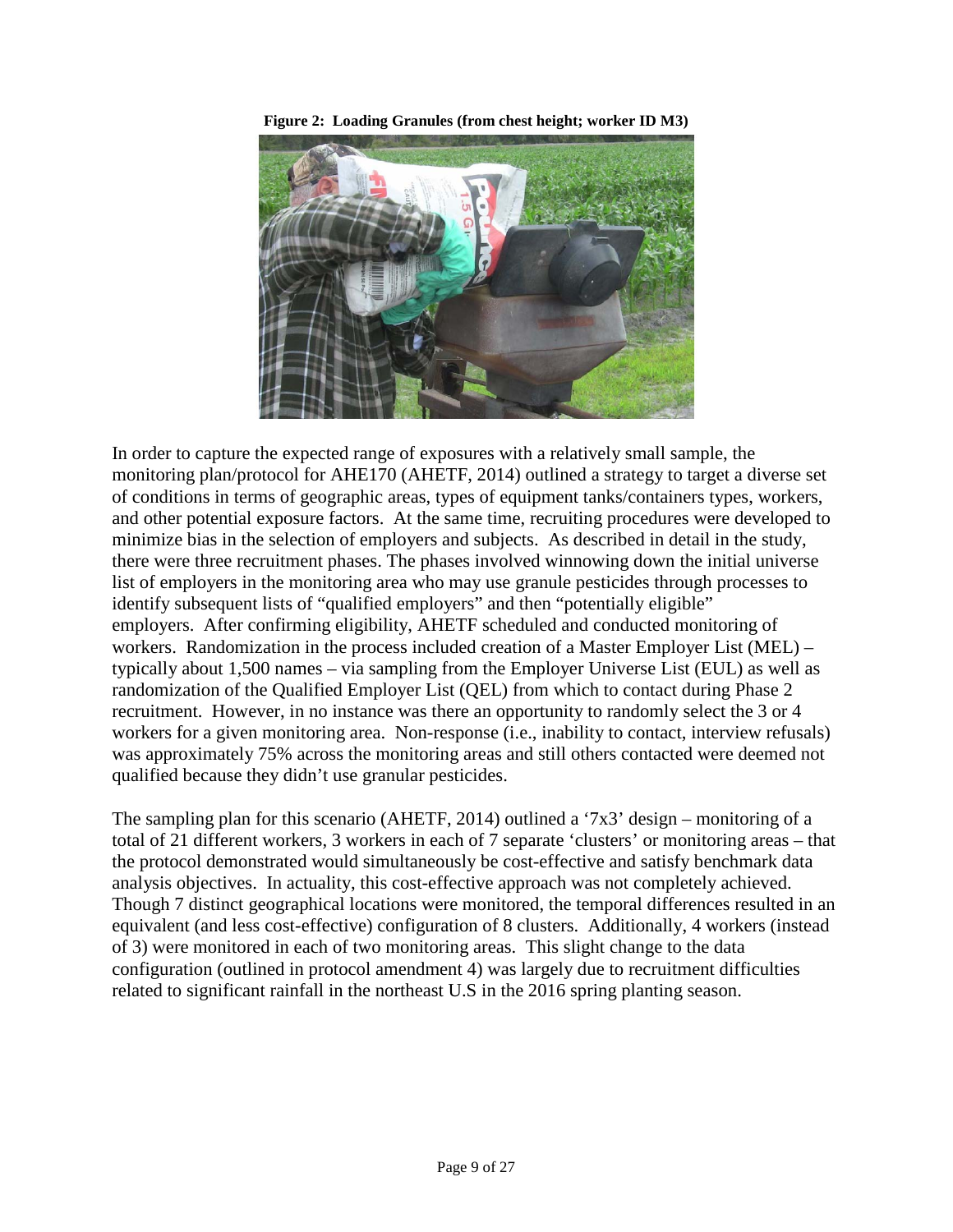**Figure 2: Loading Granules (from chest height; worker ID M3)**

In order to capture the expected range of exposures with a relatively small sample, the monitoring plan/protocol for AHE170 (AHETF, 2014) outlined a strategy to target a diverse set of conditions in terms of geographic areas, types of equipment tanks/containers types, workers, and other potential exposure factors. At the same time, recruiting procedures were developed to minimize bias in the selection of employers and subjects. As described in detail in the study, there were three recruitment phases. The phases involved winnowing down the initial universe list of employers in the monitoring area who may use granule pesticides through processes to identify subsequent lists of "qualified employers" and then "potentially eligible" employers. After confirming eligibility, AHETF scheduled and conducted monitoring of workers. Randomization in the process included creation of a Master Employer List (MEL) – typically about 1,500 names – via sampling from the Employer Universe List (EUL) as well as randomization of the Qualified Employer List (QEL) from which to contact during Phase 2 recruitment. However, in no instance was there an opportunity to randomly select the 3 or 4 workers for a given monitoring area. Non-response (i.e., inability to contact, interview refusals) was approximately 75% across the monitoring areas and still others contacted were deemed not qualified because they didn't use granular pesticides.

The sampling plan for this scenario (AHETF, 2014) outlined a '7x3' design – monitoring of a total of 21 different workers, 3 workers in each of 7 separate 'clusters' or monitoring areas – that the protocol demonstrated would simultaneously be cost-effective and satisfy benchmark data analysis objectives. In actuality, this cost-effective approach was not completely achieved. Though 7 distinct geographical locations were monitored, the temporal differences resulted in an equivalent (and less cost-effective) configuration of 8 clusters. Additionally, 4 workers (instead of 3) were monitored in each of two monitoring areas. This slight change to the data configuration (outlined in protocol amendment 4) was largely due to recruitment difficulties related to significant rainfall in the northeast U.S in the 2016 spring planting season.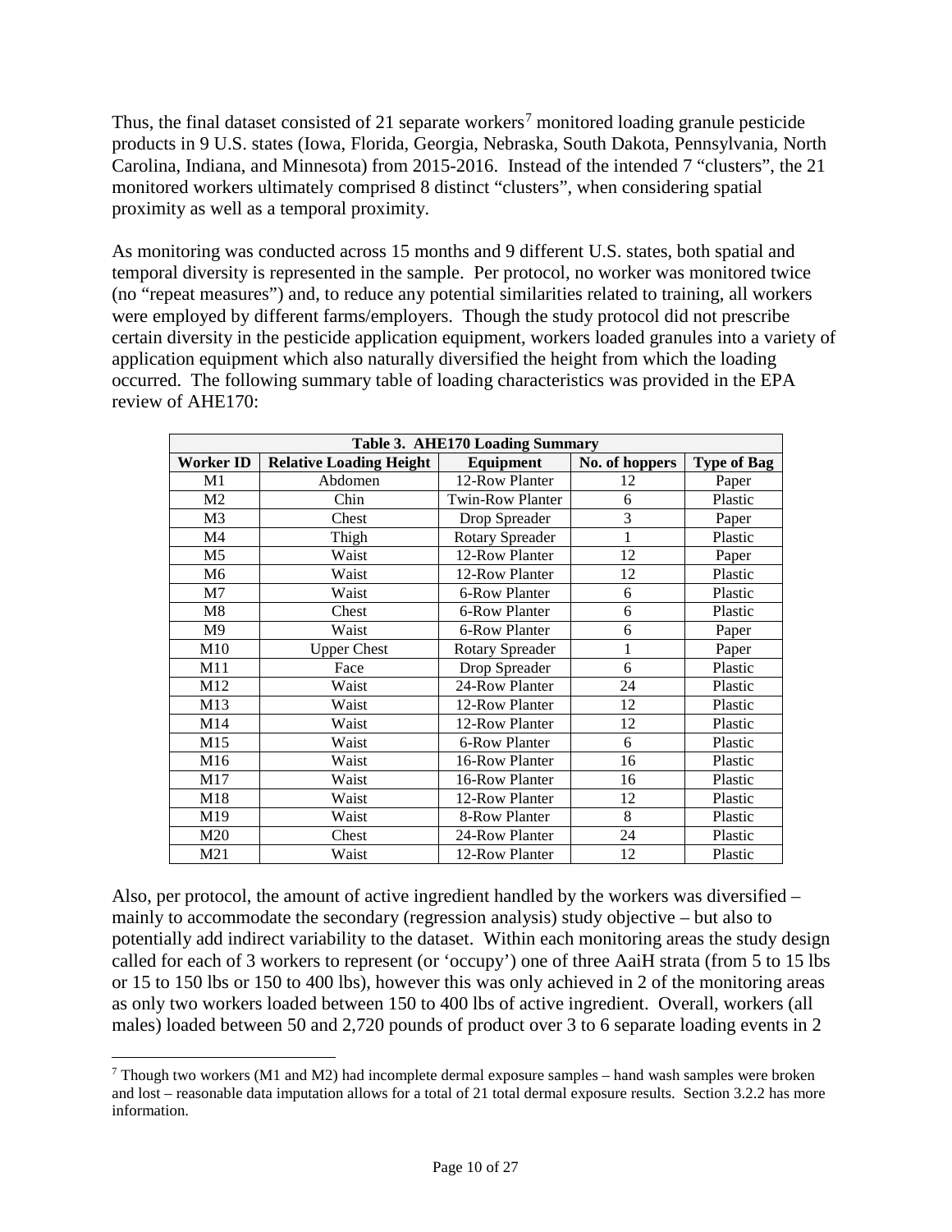Thus, the final dataset consisted of 21 separate workers[7] monitored loading granule pesticide products in 9 U.S. states (Iowa, Florida, Georgia, Nebraska, South Dakota, Pennsylvania, North Carolina, Indiana, and Minnesota) from 2015-2016. Instead of the intended 7 "clusters", the 21 monitored workers ultimately comprised 8 distinct "clusters", when considering spatial proximity as well as a temporal proximity.

As monitoring was conducted across 15 months and 9 different U.S. states, both spatial and temporal diversity is represented in the sample. Per protocol, no worker was monitored twice (no "repeat measures") and, to reduce any potential similarities related to training, all workers were employed by different farms/employers. Though the study protocol did not prescribe certain diversity in the pesticide application equipment, workers loaded granules into a variety of application equipment which also naturally diversified the height from which the loading occurred. The following summary table of loading characteristics was provided in the EPA review of AHE170:

| Table 3. AHE170 Loading Summary | | | | |
|---|---|---|---|---|
| **Worker ID** | **Relative Loading Height** | **Equipment** | **No. of hoppers** | **Type of Bag** |
| M1 | Abdomen | 12-Row Planter | 12 | Paper |
| M2 | Chin | Twin-Row Planter | 6 | Plastic |
| M3 | Chest | Drop Spreader | 3 | Paper |
| M4 | Thigh | Rotary Spreader | 1 | Plastic |
| M5 | Waist | 12-Row Planter | 12 | Paper |
| M6 | Waist | 12-Row Planter | 12 | Plastic |
| M7 | Waist | 6-Row Planter | 6 | Plastic |
| M8 | Chest | 6-Row Planter | 6 | Plastic |
| M9 | Waist | 6-Row Planter | 6 | Paper |
| M10 | Upper Chest | Rotary Spreader | 1 | Paper |
| M11 | Face | Drop Spreader | 6 | Plastic |
| M12 | Waist | 24-Row Planter | 24 | Plastic |
| M13 | Waist | 12-Row Planter | 12 | Plastic |
| M14 | Waist | 12-Row Planter | 12 | Plastic |
| M15 | Waist | 6-Row Planter | 6 | Plastic |
| M16 | Waist | 16-Row Planter | 16 | Plastic |
| M17 | Waist | 16-Row Planter | 16 | Plastic |
| M18 | Waist | 12-Row Planter | 12 | Plastic |
| M19 | Waist | 8-Row Planter | 8 | Plastic |
| M20 | Chest | 24-Row Planter | 24 | Plastic |
| M21 | Waist | 12-Row Planter | 12 | Plastic |

Also, per protocol, the amount of active ingredient handled by the workers was diversified – mainly to accommodate the secondary (regression analysis) study objective – but also to potentially add indirect variability to the dataset. Within each monitoring areas the study design called for each of 3 workers to represent (or 'occupy') one of three AaiH strata (from 5 to 15 lbs or 15 to 150 lbs or 150 to 400 lbs), however this was only achieved in 2 of the monitoring areas as only two workers loaded between 150 to 400 lbs of active ingredient. Overall, workers (all males) loaded between 50 and 2,720 pounds of product over 3 to 6 separate loading events in 2

[7] Though two workers (M1 and M2) had incomplete dermal exposure samples – hand wash samples were broken and lost – reasonable data imputation allows for a total of 21 total dermal exposure results. Section 3.2.2 has more information.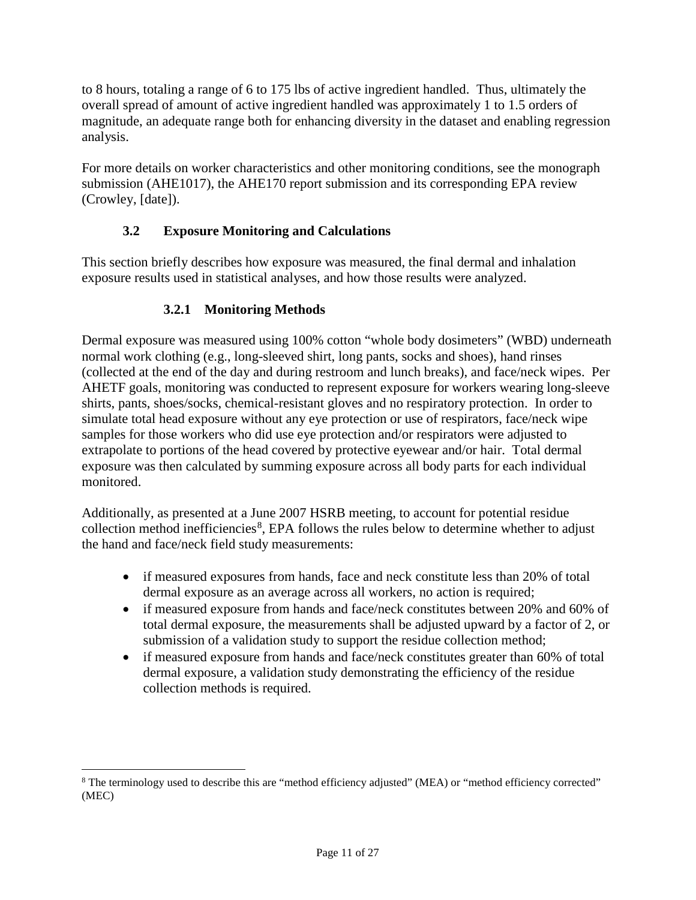to 8 hours, totaling a range of 6 to 175 lbs of active ingredient handled. Thus, ultimately the overall spread of amount of active ingredient handled was approximately 1 to 1.5 orders of magnitude, an adequate range both for enhancing diversity in the dataset and enabling regression analysis.

For more details on worker characteristics and other monitoring conditions, see the monograph submission (AHE1017), the AHE170 report submission and its corresponding EPA review (Crowley, [date]).

## 3.2 Exposure Monitoring and Calculations

This section briefly describes how exposure was measured, the final dermal and inhalation exposure results used in statistical analyses, and how those results were analyzed.

### 3.2.1 Monitoring Methods

Dermal exposure was measured using 100% cotton "whole body dosimeters" (WBD) underneath normal work clothing (e.g., long-sleeved shirt, long pants, socks and shoes), hand rinses (collected at the end of the day and during restroom and lunch breaks), and face/neck wipes. Per AHETF goals, monitoring was conducted to represent exposure for workers wearing long-sleeve shirts, pants, shoes/socks, chemical-resistant gloves and no respiratory protection. In order to simulate total head exposure without any eye protection or use of respirators, face/neck wipe samples for those workers who did use eye protection and/or respirators were adjusted to extrapolate to portions of the head covered by protective eyewear and/or hair. Total dermal exposure was then calculated by summing exposure across all body parts for each individual monitored.

Additionally, as presented at a June 2007 HSRB meeting, to account for potential residue collection method inefficiencies[8], EPA follows the rules below to determine whether to adjust the hand and face/neck field study measurements:

- if measured exposures from hands, face and neck constitute less than 20% of total dermal exposure as an average across all workers, no action is required;
- if measured exposure from hands and face/neck constitutes between 20% and 60% of total dermal exposure, the measurements shall be adjusted upward by a factor of 2, or submission of a validation study to support the residue collection method;
- if measured exposure from hands and face/neck constitutes greater than 60% of total dermal exposure, a validation study demonstrating the efficiency of the residue collection methods is required.

[8] The terminology used to describe this are "method efficiency adjusted" (MEA) or "method efficiency corrected" (MEC)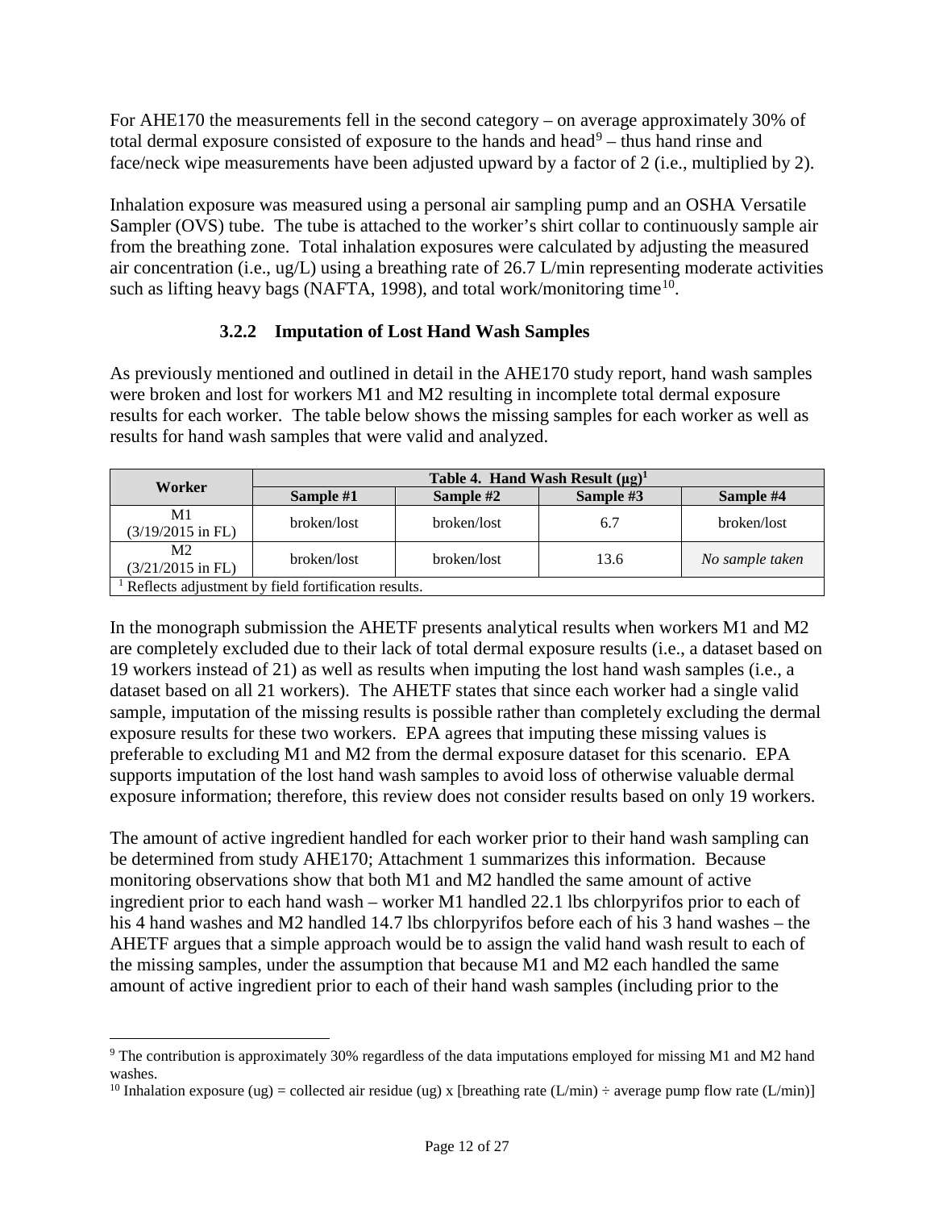For AHE170 the measurements fell in the second category – on average approximately 30% of total dermal exposure consisted of exposure to the hands and head[9] – thus hand rinse and face/neck wipe measurements have been adjusted upward by a factor of 2 (i.e., multiplied by 2).

Inhalation exposure was measured using a personal air sampling pump and an OSHA Versatile Sampler (OVS) tube. The tube is attached to the worker's shirt collar to continuously sample air from the breathing zone. Total inhalation exposures were calculated by adjusting the measured air concentration (i.e., ug/L) using a breathing rate of 26.7 L/min representing moderate activities such as lifting heavy bags (NAFTA, 1998), and total work/monitoring time[10].

### 3.2.2 Imputation of Lost Hand Wash Samples

As previously mentioned and outlined in detail in the AHE170 study report, hand wash samples were broken and lost for workers M1 and M2 resulting in incomplete total dermal exposure results for each worker. The table below shows the missing samples for each worker as well as results for hand wash samples that were valid and analyzed.

| Worker | Table 4. Hand Wash Result (µg)[1] | | | |
|---|---|---|---|---|
| | Sample #1 | Sample #2 | Sample #3 | Sample #4 |
| M1 (3/19/2015 in FL) | broken/lost | broken/lost | 6.7 | broken/lost |
| M2 (3/21/2015 in FL) | broken/lost | broken/lost | 13.6 | *No sample taken* |

[1] Reflects adjustment by field fortification results.

In the monograph submission the AHETF presents analytical results when workers M1 and M2 are completely excluded due to their lack of total dermal exposure results (i.e., a dataset based on 19 workers instead of 21) as well as results when imputing the lost hand wash samples (i.e., a dataset based on all 21 workers). The AHETF states that since each worker had a single valid sample, imputation of the missing results is possible rather than completely excluding the dermal exposure results for these two workers. EPA agrees that imputing these missing values is preferable to excluding M1 and M2 from the dermal exposure dataset for this scenario. EPA supports imputation of the lost hand wash samples to avoid loss of otherwise valuable dermal exposure information; therefore, this review does not consider results based on only 19 workers.

The amount of active ingredient handled for each worker prior to their hand wash sampling can be determined from study AHE170; Attachment 1 summarizes this information. Because monitoring observations show that both M1 and M2 handled the same amount of active ingredient prior to each hand wash – worker M1 handled 22.1 lbs chlorpyrifos prior to each of his 4 hand washes and M2 handled 14.7 lbs chlorpyrifos before each of his 3 hand washes – the AHETF argues that a simple approach would be to assign the valid hand wash result to each of the missing samples, under the assumption that because M1 and M2 each handled the same amount of active ingredient prior to each of their hand wash samples (including prior to the

[9] The contribution is approximately 30% regardless of the data imputations employed for missing M1 and M2 hand washes.

[10] Inhalation exposure (ug) = collected air residue (ug) x [breathing rate (L/min) ÷ average pump flow rate (L/min)]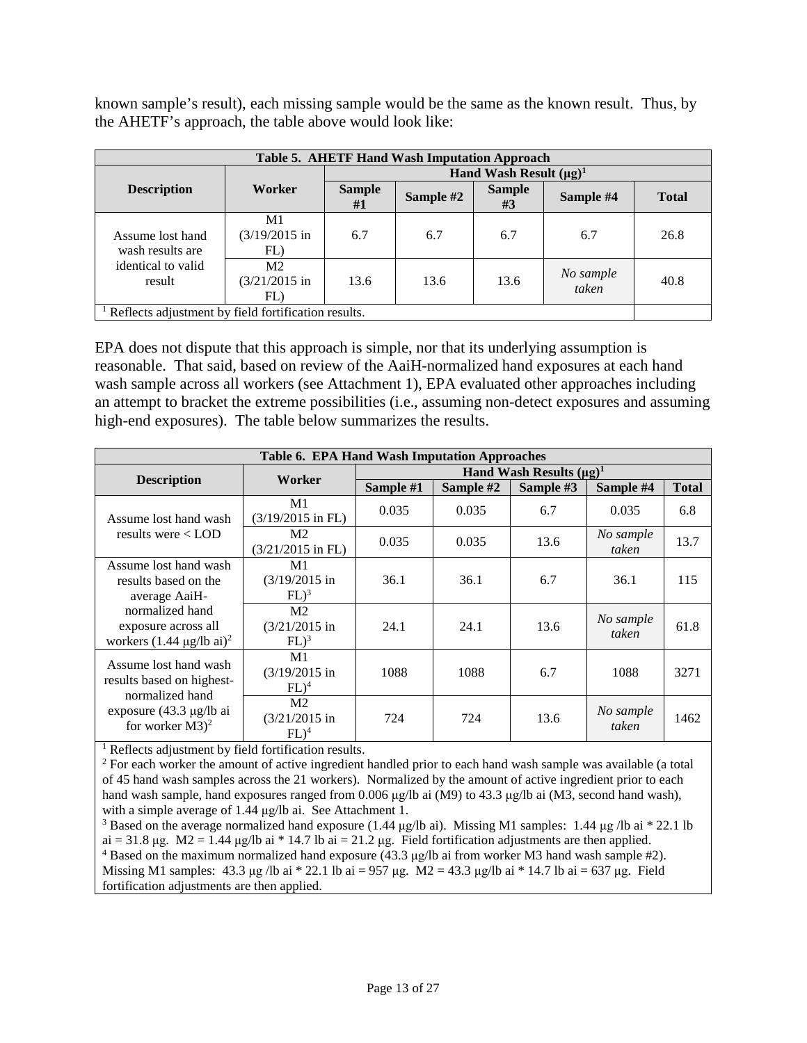known sample's result), each missing sample would be the same as the known result. Thus, by the AHETF's approach, the table above would look like:

| Table 5. AHETF Hand Wash Imputation Approach | | | | | | |
|---|---|---|---|---|---|---|
| **Description** | **Worker** | **Hand Wash Result (μg)[1]** | | | | |
| | | **Sample #1** | **Sample #2** | **Sample #3** | **Sample #4** | **Total** |
| Assume lost hand wash results are identical to valid result | M1 (3/19/2015 in FL) | 6.7 | 6.7 | 6.7 | 6.7 | 26.8 |
| | M2 (3/21/2015 in FL) | 13.6 | 13.6 | 13.6 | *No sample taken* | 40.8 |
| [1] Reflects adjustment by field fortification results. | | | | | | |

EPA does not dispute that this approach is simple, nor that its underlying assumption is reasonable. That said, based on review of the AaiH-normalized hand exposures at each hand wash sample across all workers (see Attachment 1), EPA evaluated other approaches including an attempt to bracket the extreme possibilities (i.e., assuming non-detect exposures and assuming high-end exposures). The table below summarizes the results.

| Table 6. EPA Hand Wash Imputation Approaches | | | | | | |
|---|---|---|---|---|---|---|
| **Description** | **Worker** | **Hand Wash Results (μg)[1]** | | | | |
| | | **Sample #1** | **Sample #2** | **Sample #3** | **Sample #4** | **Total** |
| Assume lost hand wash results were < LOD | M1 (3/19/2015 in FL) | 0.035 | 0.035 | 6.7 | 0.035 | 6.8 |
| | M2 (3/21/2015 in FL) | 0.035 | 0.035 | 13.6 | *No sample taken* | 13.7 |
| Assume lost hand wash results based on the average AaiH-normalized hand exposure across all workers (1.44 μg/lb ai)[2] | M1 (3/19/2015 in FL)[3] | 36.1 | 36.1 | 6.7 | 36.1 | 115 |
| | M2 (3/21/2015 in FL)[3] | 24.1 | 24.1 | 13.6 | *No sample taken* | 61.8 |
| Assume lost hand wash results based on highest-normalized hand exposure (43.3 μg/lb ai for worker M3)[2] | M1 (3/19/2015 in FL)[4] | 1088 | 1088 | 6.7 | 1088 | 3271 |
| | M2 (3/21/2015 in FL)[4] | 724 | 724 | 13.6 | *No sample taken* | 1462 |

[1] Reflects adjustment by field fortification results.
[2] For each worker the amount of active ingredient handled prior to each hand wash sample was available (a total of 45 hand wash samples across the 21 workers). Normalized by the amount of active ingredient prior to each hand wash sample, hand exposures ranged from 0.006 μg/lb ai (M9) to 43.3 μg/lb ai (M3, second hand wash), with a simple average of 1.44 μg/lb ai. See Attachment 1.
[3] Based on the average normalized hand exposure (1.44 μg/lb ai). Missing M1 samples: 1.44 μg /lb ai * 22.1 lb ai = 31.8 μg. M2 = 1.44 μg/lb ai * 14.7 lb ai = 21.2 μg. Field fortification adjustments are then applied.
[4] Based on the maximum normalized hand exposure (43.3 μg/lb ai from worker M3 hand wash sample #2). Missing M1 samples: 43.3 μg /lb ai * 22.1 lb ai = 957 μg. M2 = 43.3 μg/lb ai * 14.7 lb ai = 637 μg. Field fortification adjustments are then applied.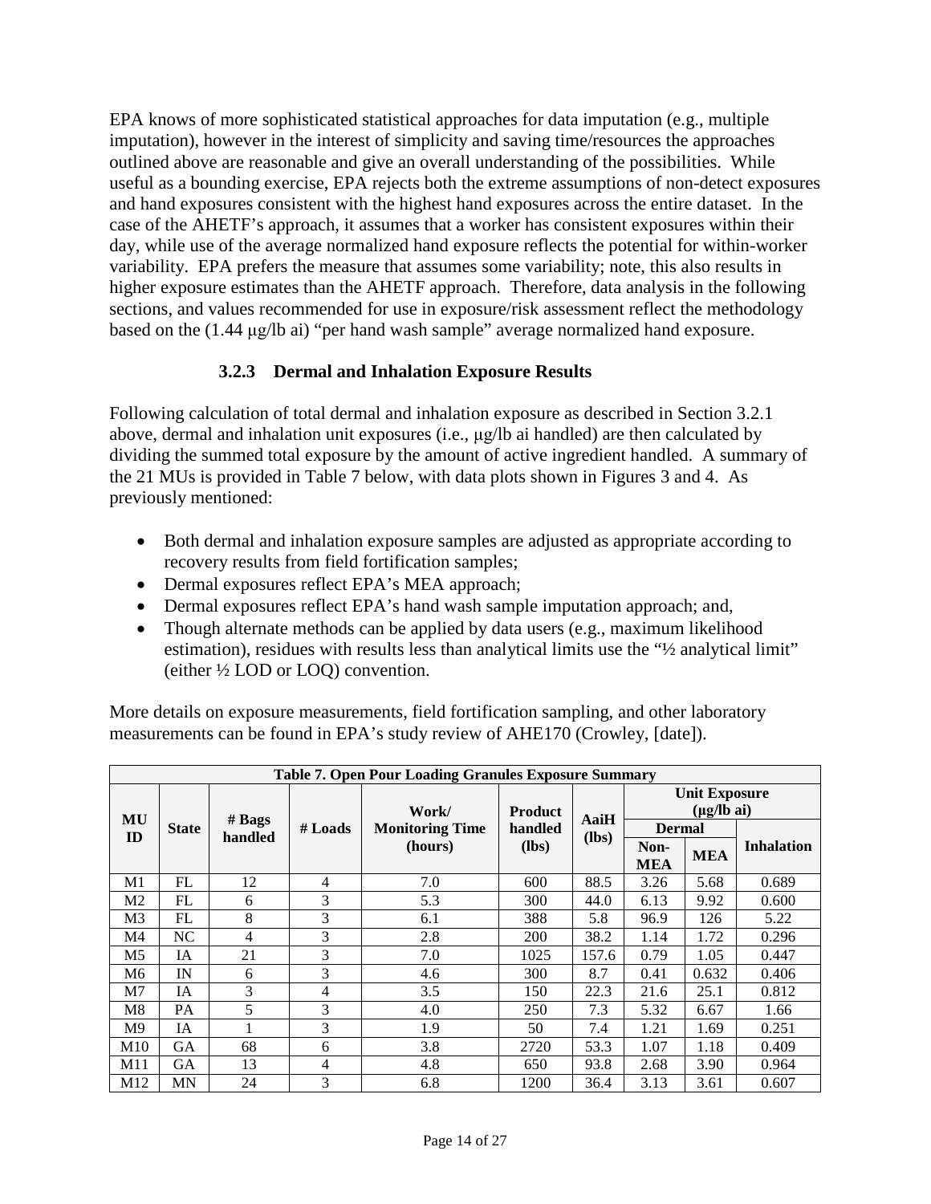EPA knows of more sophisticated statistical approaches for data imputation (e.g., multiple imputation), however in the interest of simplicity and saving time/resources the approaches outlined above are reasonable and give an overall understanding of the possibilities. While useful as a bounding exercise, EPA rejects both the extreme assumptions of non-detect exposures and hand exposures consistent with the highest hand exposures across the entire dataset. In the case of the AHETF's approach, it assumes that a worker has consistent exposures within their day, while use of the average normalized hand exposure reflects the potential for within-worker variability. EPA prefers the measure that assumes some variability; note, this also results in higher exposure estimates than the AHETF approach. Therefore, data analysis in the following sections, and values recommended for use in exposure/risk assessment reflect the methodology based on the (1.44 μg/lb ai) "per hand wash sample" average normalized hand exposure.

### 3.2.3 Dermal and Inhalation Exposure Results

Following calculation of total dermal and inhalation exposure as described in Section 3.2.1 above, dermal and inhalation unit exposures (i.e., μg/lb ai handled) are then calculated by dividing the summed total exposure by the amount of active ingredient handled. A summary of the 21 MUs is provided in Table 7 below, with data plots shown in Figures 3 and 4. As previously mentioned:

- Both dermal and inhalation exposure samples are adjusted as appropriate according to recovery results from field fortification samples;
- Dermal exposures reflect EPA's MEA approach;
- Dermal exposures reflect EPA's hand wash sample imputation approach; and,
- Though alternate methods can be applied by data users (e.g., maximum likelihood estimation), residues with results less than analytical limits use the "½ analytical limit" (either ½ LOD or LOQ) convention.

More details on exposure measurements, field fortification sampling, and other laboratory measurements can be found in EPA's study review of AHE170 (Crowley, [date]).

**Table 7. Open Pour Loading Granules Exposure Summary**

| MU ID | State | # Bags handled | # Loads | Work/ Monitoring Time (hours) | Product handled (lbs) | AaiH (lbs) | Unit Exposure (μg/lb ai) | | |
|---|---|---|---|---|---|---|---|---|---|
| | | | | | | | Dermal | | Inhalation |
| | | | | | | | Non-MEA | MEA | |
| M1 | FL | 12 | 4 | 7.0 | 600 | 88.5 | 3.26 | 5.68 | 0.689 |
| M2 | FL | 6 | 3 | 5.3 | 300 | 44.0 | 6.13 | 9.92 | 0.600 |
| M3 | FL | 8 | 3 | 6.1 | 388 | 5.8 | 96.9 | 126 | 5.22 |
| M4 | NC | 4 | 3 | 2.8 | 200 | 38.2 | 1.14 | 1.72 | 0.296 |
| M5 | IA | 21 | 3 | 7.0 | 1025 | 157.6 | 0.79 | 1.05 | 0.447 |
| M6 | IN | 6 | 3 | 4.6 | 300 | 8.7 | 0.41 | 0.632 | 0.406 |
| M7 | IA | 3 | 4 | 3.5 | 150 | 22.3 | 21.6 | 25.1 | 0.812 |
| M8 | PA | 5 | 3 | 4.0 | 250 | 7.3 | 5.32 | 6.67 | 1.66 |
| M9 | IA | 1 | 3 | 1.9 | 50 | 7.4 | 1.21 | 1.69 | 0.251 |
| M10 | GA | 68 | 6 | 3.8 | 2720 | 53.3 | 1.07 | 1.18 | 0.409 |
| M11 | GA | 13 | 4 | 4.8 | 650 | 93.8 | 2.68 | 3.90 | 0.964 |
| M12 | MN | 24 | 3 | 6.8 | 1200 | 36.4 | 3.13 | 3.61 | 0.607 |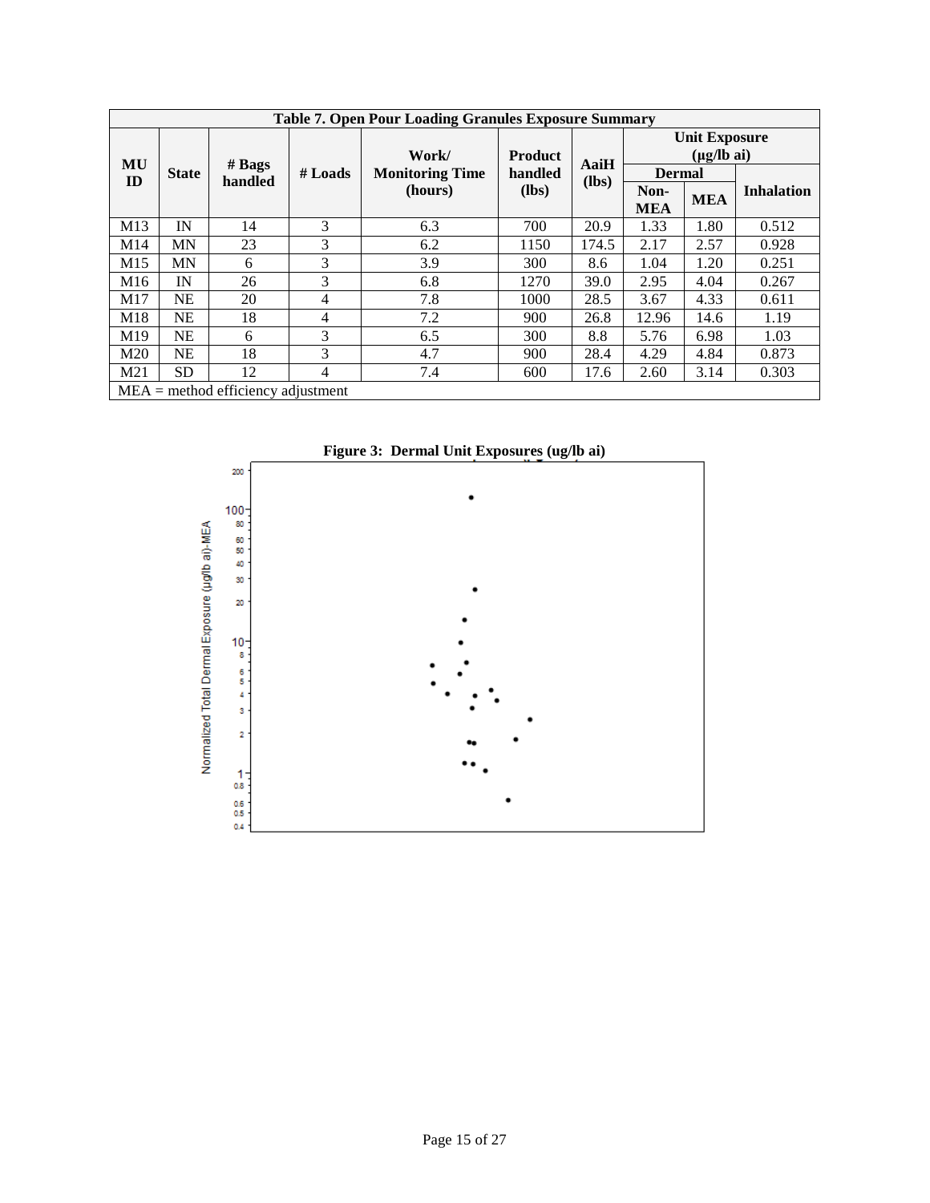| Table 7. Open Pour Loading Granules Exposure Summary | | | | | | | | | |
|---|---|---|---|---|---|---|---|---|---|
| MU ID | State | # Bags handled | # Loads | Work/ Monitoring Time (hours) | Product handled (lbs) | AaiH (lbs) | Unit Exposure (μg/lb ai) | | |
| | | | | | | | Dermal | | Inhalation |
| | | | | | | | Non-MEA | MEA | |
| M13 | IN | 14 | 3 | 6.3 | 700 | 20.9 | 1.33 | 1.80 | 0.512 |
| M14 | MN | 23 | 3 | 6.2 | 1150 | 174.5 | 2.17 | 2.57 | 0.928 |
| M15 | MN | 6 | 3 | 3.9 | 300 | 8.6 | 1.04 | 1.20 | 0.251 |
| M16 | IN | 26 | 3 | 6.8 | 1270 | 39.0 | 2.95 | 4.04 | 0.267 |
| M17 | NE | 20 | 4 | 7.8 | 1000 | 28.5 | 3.67 | 4.33 | 0.611 |
| M18 | NE | 18 | 4 | 7.2 | 900 | 26.8 | 12.96 | 14.6 | 1.19 |
| M19 | NE | 6 | 3 | 6.5 | 300 | 8.8 | 5.76 | 6.98 | 1.03 |
| M20 | NE | 18 | 3 | 4.7 | 900 | 28.4 | 4.29 | 4.84 | 0.873 |
| M21 | SD | 12 | 4 | 7.4 | 600 | 17.6 | 2.60 | 3.14 | 0.303 |
| MEA = method efficiency adjustment | | | | | | | | | |

**Figure 3: Dermal Unit Exposures (ug/lb ai)**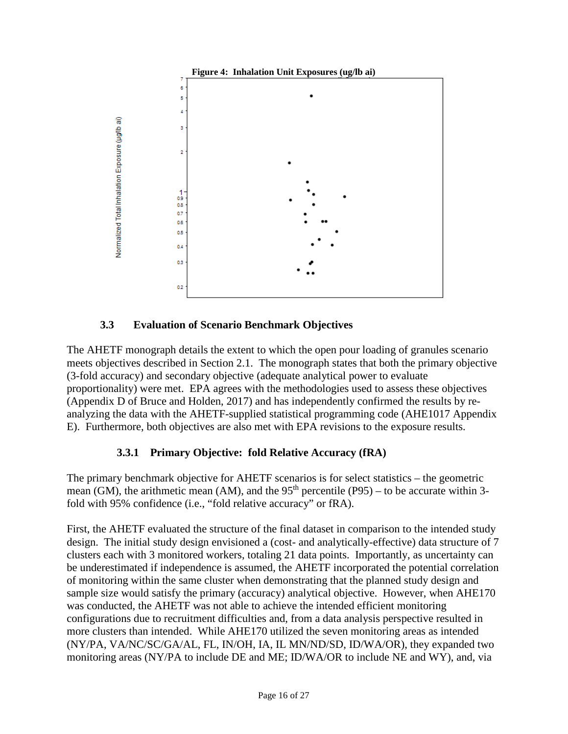**Figure 4: Inhalation Unit Exposures (ug/lb ai)**

### 3.3 Evaluation of Scenario Benchmark Objectives

The AHETF monograph details the extent to which the open pour loading of granules scenario meets objectives described in Section 2.1. The monograph states that both the primary objective (3-fold accuracy) and secondary objective (adequate analytical power to evaluate proportionality) were met. EPA agrees with the methodologies used to assess these objectives (Appendix D of Bruce and Holden, 2017) and has independently confirmed the results by re-analyzing the data with the AHETF-supplied statistical programming code (AHE1017 Appendix E). Furthermore, both objectives are also met with EPA revisions to the exposure results.

#### 3.3.1 Primary Objective: fold Relative Accuracy (fRA)

The primary benchmark objective for AHETF scenarios is for select statistics – the geometric mean (GM), the arithmetic mean (AM), and the 95th percentile (P95) – to be accurate within 3-fold with 95% confidence (i.e., "fold relative accuracy" or fRA).

First, the AHETF evaluated the structure of the final dataset in comparison to the intended study design. The initial study design envisioned a (cost- and analytically-effective) data structure of 7 clusters each with 3 monitored workers, totaling 21 data points. Importantly, as uncertainty can be underestimated if independence is assumed, the AHETF incorporated the potential correlation of monitoring within the same cluster when demonstrating that the planned study design and sample size would satisfy the primary (accuracy) analytical objective. However, when AHE170 was conducted, the AHETF was not able to achieve the intended efficient monitoring configurations due to recruitment difficulties and, from a data analysis perspective resulted in more clusters than intended. While AHE170 utilized the seven monitoring areas as intended (NY/PA, VA/NC/SC/GA/AL, FL, IN/OH, IA, IL MN/ND/SD, ID/WA/OR), they expanded two monitoring areas (NY/PA to include DE and ME; ID/WA/OR to include NE and WY), and, via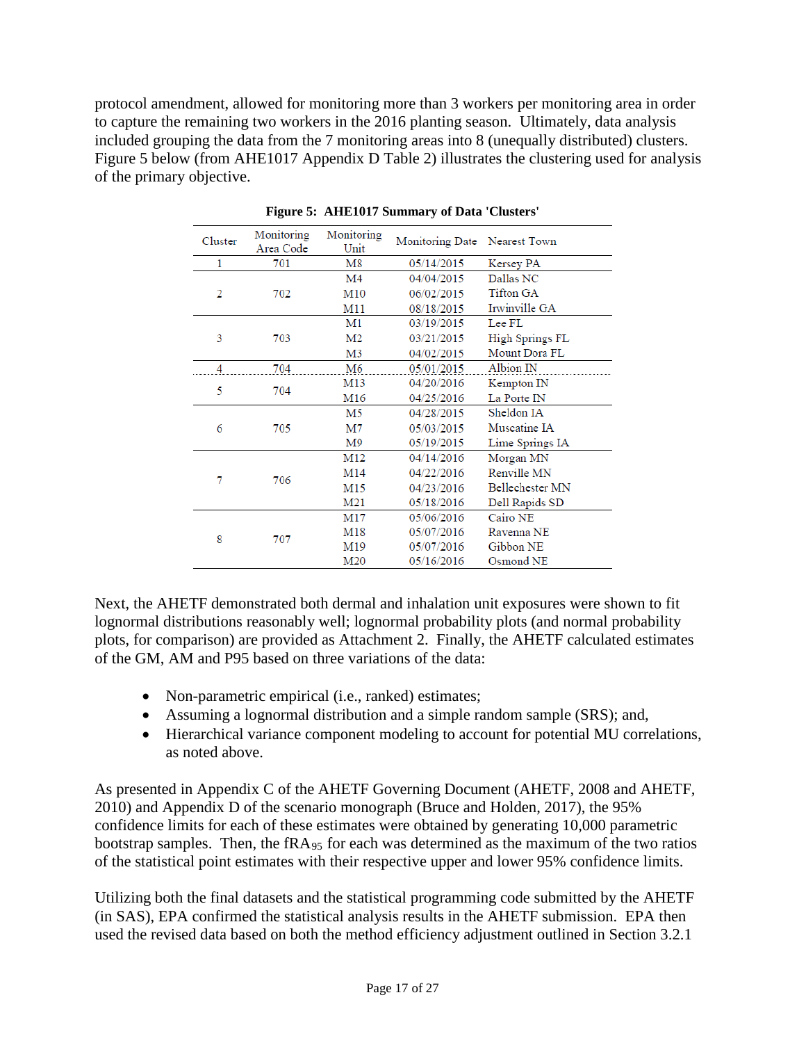protocol amendment, allowed for monitoring more than 3 workers per monitoring area in order to capture the remaining two workers in the 2016 planting season. Ultimately, data analysis included grouping the data from the 7 monitoring areas into 8 (unequally distributed) clusters. Figure 5 below (from AHE1017 Appendix D Table 2) illustrates the clustering used for analysis of the primary objective.

**Figure 5: AHE1017 Summary of Data 'Clusters'**

| Cluster | Monitoring Area Code | Monitoring Unit | Monitoring Date | Nearest Town |
|---|---|---|---|---|
| 1 | 701 | M8 | 05/14/2015 | Kersey PA |
| 2 | 702 | M4 | 04/04/2015 | Dallas NC |
| | | M10 | 06/02/2015 | Tifton GA |
| | | M11 | 08/18/2015 | Irwinville GA |
| 3 | 703 | M1 | 03/19/2015 | Lee FL |
| | | M2 | 03/21/2015 | High Springs FL |
| | | M3 | 04/02/2015 | Mount Dora FL |
| 4 | 704 | M6 | 05/01/2015 | Albion IN |
| 5 | 704 | M13 | 04/20/2016 | Kempton IN |
| | | M16 | 04/25/2016 | La Porte IN |
| 6 | 705 | M5 | 04/28/2015 | Sheldon IA |
| | | M7 | 05/03/2015 | Muscatine IA |
| | | M9 | 05/19/2015 | Lime Springs IA |
| 7 | 706 | M12 | 04/14/2016 | Morgan MN |
| | | M14 | 04/22/2016 | Renville MN |
| | | M15 | 04/23/2016 | Bellechester MN |
| | | M21 | 05/18/2016 | Dell Rapids SD |
| 8 | 707 | M17 | 05/06/2016 | Cairo NE |
| | | M18 | 05/07/2016 | Ravenna NE |
| | | M19 | 05/07/2016 | Gibbon NE |
| | | M20 | 05/16/2016 | Osmond NE |

Next, the AHETF demonstrated both dermal and inhalation unit exposures were shown to fit lognormal distributions reasonably well; lognormal probability plots (and normal probability plots, for comparison) are provided as Attachment 2. Finally, the AHETF calculated estimates of the GM, AM and P95 based on three variations of the data:

- Non-parametric empirical (i.e., ranked) estimates;
- Assuming a lognormal distribution and a simple random sample (SRS); and,
- Hierarchical variance component modeling to account for potential MU correlations, as noted above.

As presented in Appendix C of the AHETF Governing Document (AHETF, 2008 and AHETF, 2010) and Appendix D of the scenario monograph (Bruce and Holden, 2017), the 95% confidence limits for each of these estimates were obtained by generating 10,000 parametric bootstrap samples. Then, the $fRA_{95}$ for each was determined as the maximum of the two ratios of the statistical point estimates with their respective upper and lower 95% confidence limits.

Utilizing both the final datasets and the statistical programming code submitted by the AHETF (in SAS), EPA confirmed the statistical analysis results in the AHETF submission. EPA then used the revised data based on both the method efficiency adjustment outlined in Section 3.2.1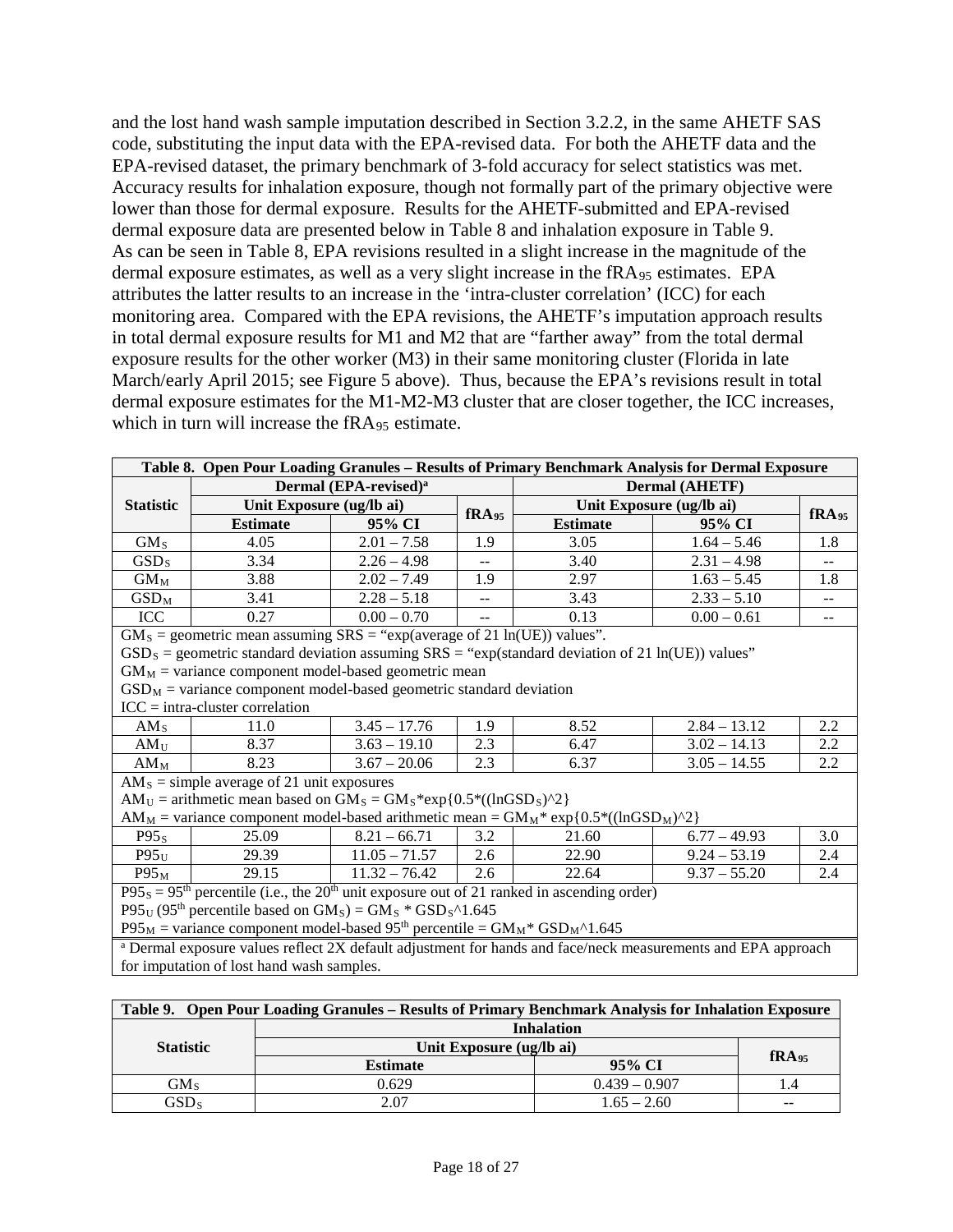and the lost hand wash sample imputation described in Section 3.2.2, in the same AHETF SAS code, substituting the input data with the EPA-revised data. For both the AHETF data and the EPA-revised dataset, the primary benchmark of 3-fold accuracy for select statistics was met. Accuracy results for inhalation exposure, though not formally part of the primary objective were lower than those for dermal exposure. Results for the AHETF-submitted and EPA-revised dermal exposure data are presented below in Table 8 and inhalation exposure in Table 9.
As can be seen in Table 8, EPA revisions resulted in a slight increase in the magnitude of the dermal exposure estimates, as well as a very slight increase in the $fRA_{95}$ estimates. EPA attributes the latter results to an increase in the 'intra-cluster correlation' (ICC) for each monitoring area. Compared with the EPA revisions, the AHETF's imputation approach results in total dermal exposure results for M1 and M2 that are "farther away" from the total dermal exposure results for the other worker (M3) in their same monitoring cluster (Florida in late March/early April 2015; see Figure 5 above). Thus, because the EPA's revisions result in total dermal exposure estimates for the M1-M2-M3 cluster that are closer together, the ICC increases, which in turn will increase the $fRA_{95}$ estimate.

**Table 8. Open Pour Loading Granules – Results of Primary Benchmark Analysis for Dermal Exposure**

| Statistic | Dermal (EPA-revised)[a] | | | Dermal (AHETF) | | |
|---|---|---|---|---|---|---|
| | Unit Exposure (ug/lb ai) | | $fRA_{95}$ | Unit Exposure (ug/lb ai) | | $fRA_{95}$ |
| | Estimate | 95% CI | | Estimate | 95% CI | |
| $GM_S$ | 4.05 | 2.01 – 7.58 | 1.9 | 3.05 | 1.64 – 5.46 | 1.8 |
| $GSD_S$ | 3.34 | 2.26 – 4.98 | -- | 3.40 | 2.31 – 4.98 | -- |
| $GM_M$ | 3.88 | 2.02 – 7.49 | 1.9 | 2.97 | 1.63 – 5.45 | 1.8 |
| $GSD_M$ | 3.41 | 2.28 – 5.18 | -- | 3.43 | 2.33 – 5.10 | -- |
| ICC | 0.27 | 0.00 – 0.70 | -- | 0.13 | 0.00 – 0.61 | -- |
| $GM_S$ = geometric mean assuming SRS = "exp(average of 21 ln(UE)) values". $GSD_S$ = geometric standard deviation assuming SRS = "exp(standard deviation of 21 ln(UE)) values" $GM_M$ = variance component model-based geometric mean $GSD_M$ = variance component model-based geometric standard deviation ICC = intra-cluster correlation | | | | | | |
| $AM_S$ | 11.0 | 3.45 – 17.76 | 1.9 | 8.52 | 2.84 – 13.12 | 2.2 |
| $AM_U$ | 8.37 | 3.63 – 19.10 | 2.3 | 6.47 | 3.02 – 14.13 | 2.2 |
| $AM_M$ | 8.23 | 3.67 – 20.06 | 2.3 | 6.37 | 3.05 – 14.55 | 2.2 |
| $AM_S$ = simple average of 21 unit exposures $AM_U$ = arithmetic mean based on $GM_S$ = $GM_S$*exp{0.5*((ln$GSD_S$)^2} $AM_M$ = variance component model-based arithmetic mean = $GM_M$* exp{0.5*((ln$GSD_M$)^2} | | | | | | |
| $P95_S$ | 25.09 | 8.21 – 66.71 | 3.2 | 21.60 | 6.77 – 49.93 | 3.0 |
| $P95_U$ | 29.39 | 11.05 – 71.57 | 2.6 | 22.90 | 9.24 – 53.19 | 2.4 |
| $P95_M$ | 29.15 | 11.32 – 76.42 | 2.6 | 22.64 | 9.37 – 55.20 | 2.4 |
| $P95_S$ = 95th percentile (i.e., the 20th unit exposure out of 21 ranked in ascending order) $P95_U$ (95th percentile based on $GM_S$) = $GM_S$ * $GSD_S$^1.645 $P95_M$ = variance component model-based 95th percentile = $GM_M$* $GSD_M$^1.645 | | | | | | |

[a] Dermal exposure values reflect 2X default adjustment for hands and face/neck measurements and EPA approach for imputation of lost hand wash samples.

**Table 9. Open Pour Loading Granules – Results of Primary Benchmark Analysis for Inhalation Exposure**

| Statistic | Inhalation | | |
|---|---|---|---|
| | Unit Exposure (ug/lb ai) | | $fRA_{95}$ |
| | Estimate | 95% CI | |
| $GM_S$ | 0.629 | 0.439 – 0.907 | 1.4 |
| $GSD_S$ | 2.07 | 1.65 – 2.60 | -- |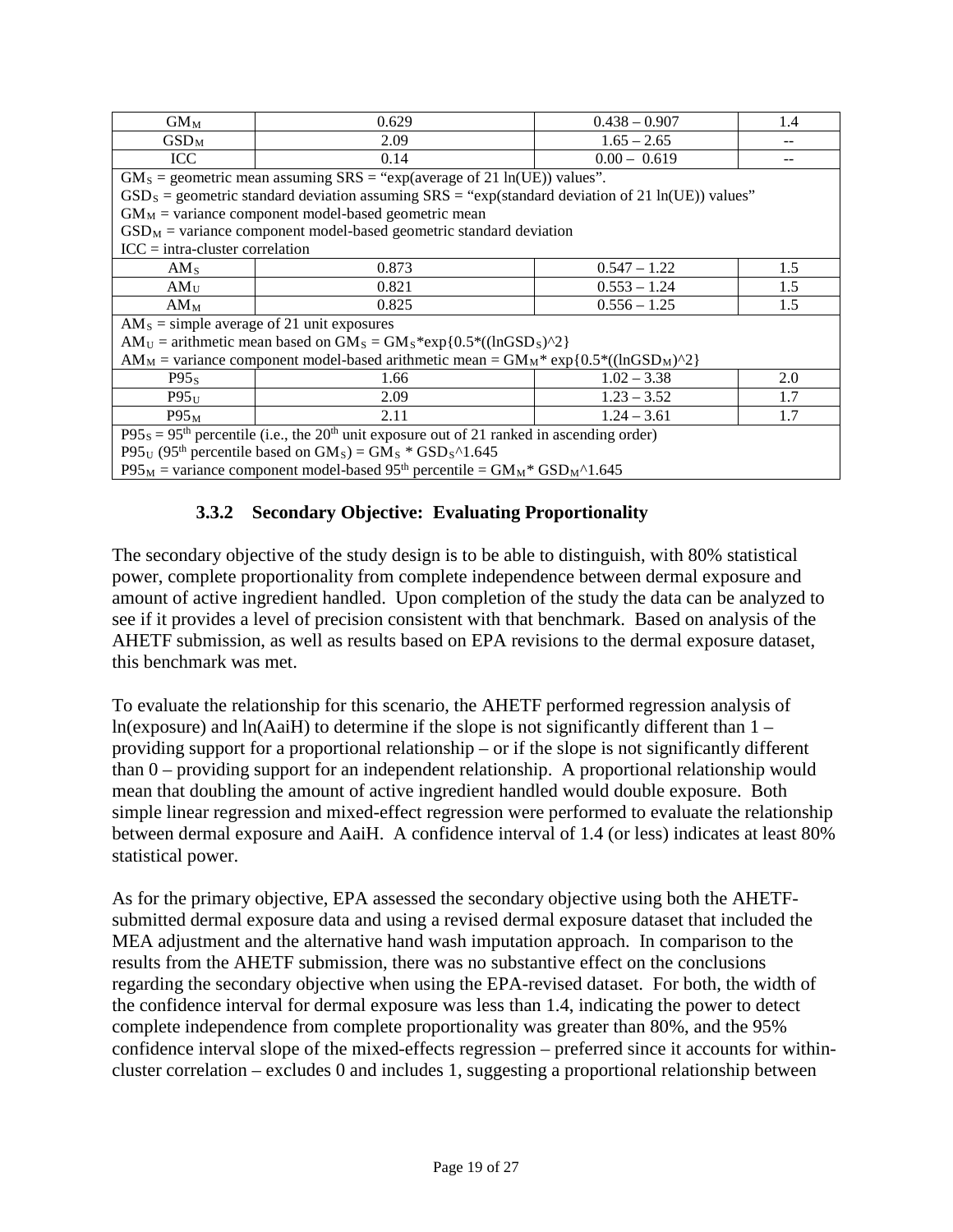| | | | |
|---|---|---|---|
| $GM_M$ | 0.629 | 0.438 – 0.907 | 1.4 |
| $GSD_M$ | 2.09 | 1.65 – 2.65 | -- |
| ICC | 0.14 | 0.00 – 0.619 | -- |
| $GM_S$ = geometric mean assuming SRS = "exp(average of 21 ln(UE)) values". $GSD_S$ = geometric standard deviation assuming SRS = "exp(standard deviation of 21 ln(UE)) values" $GM_M$ = variance component model-based geometric mean $GSD_M$ = variance component model-based geometric standard deviation ICC = intra-cluster correlation | | | |
| $AM_S$ | 0.873 | 0.547 – 1.22 | 1.5 |
| $AM_U$ | 0.821 | 0.553 – 1.24 | 1.5 |
| $AM_M$ | 0.825 | 0.556 – 1.25 | 1.5 |
| $AM_S$ = simple average of 21 unit exposures $AM_U$ = arithmetic mean based on $GM_S = GM_S*\exp\{0.5*((\ln GSD_S)^2\}$ $AM_M$ = variance component model-based arithmetic mean = $GM_M*\exp\{0.5*((\ln GSD_M)^2\}$ | | | |
| $P95_S$ | 1.66 | 1.02 – 3.38 | 2.0 |
| $P95_U$ | 2.09 | 1.23 – 3.52 | 1.7 |
| $P95_M$ | 2.11 | 1.24 – 3.61 | 1.7 |
| $P95_S$ = 95th percentile (i.e., the 20th unit exposure out of 21 ranked in ascending order) $P95_U$ (95th percentile based on $GM_S$) = $GM_S * GSD_S$^1.645 $P95_M$ = variance component model-based 95th percentile = $GM_M* GSD_M$^1.645 | | | |

### 3.3.2 Secondary Objective: Evaluating Proportionality

The secondary objective of the study design is to be able to distinguish, with 80% statistical power, complete proportionality from complete independence between dermal exposure and amount of active ingredient handled. Upon completion of the study the data can be analyzed to see if it provides a level of precision consistent with that benchmark. Based on analysis of the AHETF submission, as well as results based on EPA revisions to the dermal exposure dataset, this benchmark was met.

To evaluate the relationship for this scenario, the AHETF performed regression analysis of ln(exposure) and ln(AaiH) to determine if the slope is not significantly different than 1 – providing support for a proportional relationship – or if the slope is not significantly different than 0 – providing support for an independent relationship. A proportional relationship would mean that doubling the amount of active ingredient handled would double exposure. Both simple linear regression and mixed-effect regression were performed to evaluate the relationship between dermal exposure and AaiH. A confidence interval of 1.4 (or less) indicates at least 80% statistical power.

As for the primary objective, EPA assessed the secondary objective using both the AHETF-submitted dermal exposure data and using a revised dermal exposure dataset that included the MEA adjustment and the alternative hand wash imputation approach. In comparison to the results from the AHETF submission, there was no substantive effect on the conclusions regarding the secondary objective when using the EPA-revised dataset. For both, the width of the confidence interval for dermal exposure was less than 1.4, indicating the power to detect complete independence from complete proportionality was greater than 80%, and the 95% confidence interval slope of the mixed-effects regression – preferred since it accounts for within-cluster correlation – excludes 0 and includes 1, suggesting a proportional relationship between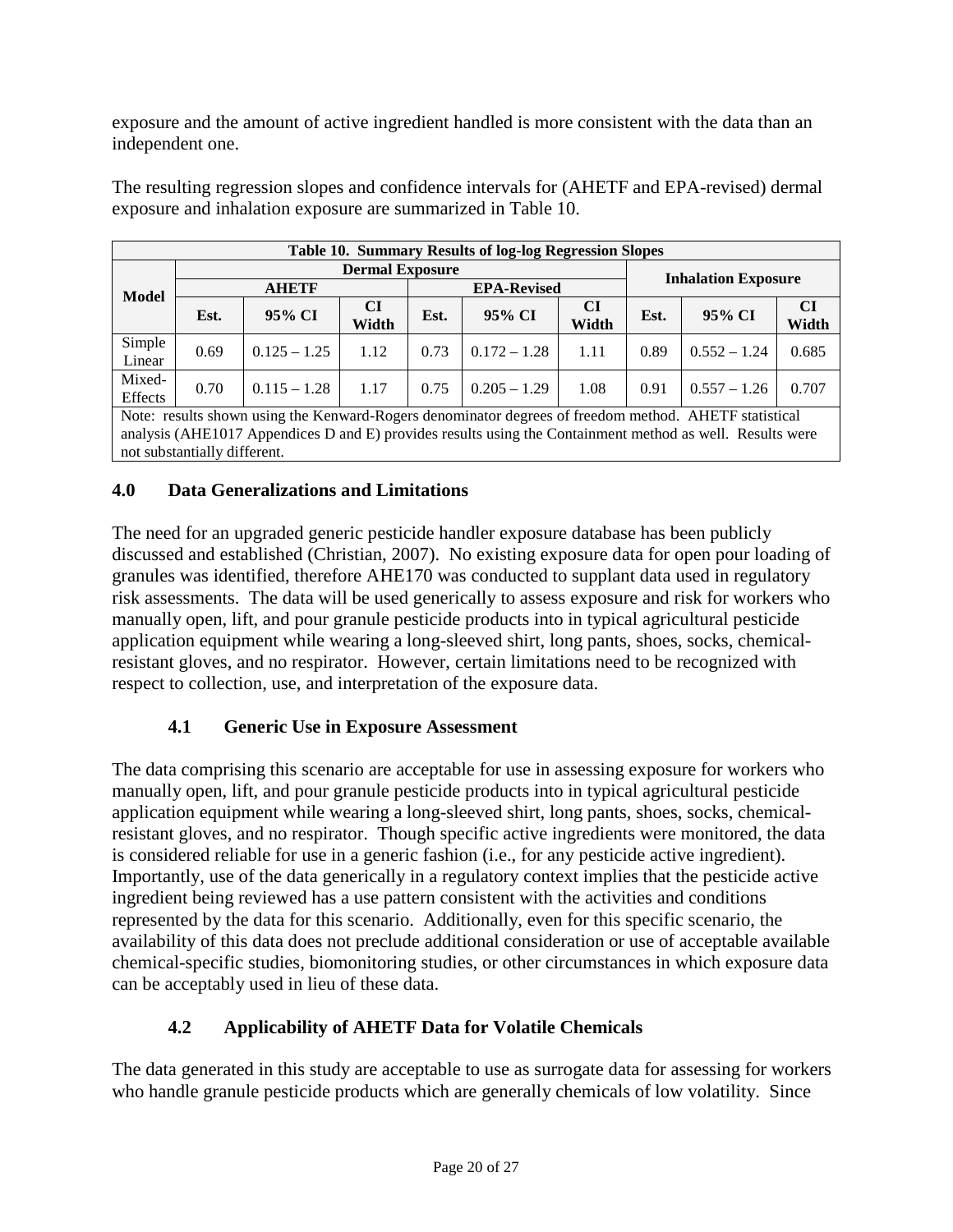exposure and the amount of active ingredient handled is more consistent with the data than an independent one.

The resulting regression slopes and confidence intervals for (AHETF and EPA-revised) dermal exposure and inhalation exposure are summarized in Table 10.

**Table 10. Summary Results of log-log Regression Slopes**

| Model | Dermal Exposure | | | | | | Inhalation Exposure | | |
|---|---|---|---|---|---|---|---|---|---|
| | AHETF | | | EPA-Revised | | | | | |
| | Est. | 95% CI | CI Width | Est. | 95% CI | CI Width | Est. | 95% CI | CI Width |
| Simple Linear | 0.69 | 0.125 – 1.25 | 1.12 | 0.73 | 0.172 – 1.28 | 1.11 | 0.89 | 0.552 – 1.24 | 0.685 |
| Mixed-Effects | 0.70 | 0.115 – 1.28 | 1.17 | 0.75 | 0.205 – 1.29 | 1.08 | 0.91 | 0.557 – 1.26 | 0.707 |

Note: results shown using the Kenward-Rogers denominator degrees of freedom method. AHETF statistical analysis (AHE1017 Appendices D and E) provides results using the Containment method as well. Results were not substantially different.

## 4.0 Data Generalizations and Limitations

The need for an upgraded generic pesticide handler exposure database has been publicly discussed and established (Christian, 2007). No existing exposure data for open pour loading of granules was identified, therefore AHE170 was conducted to supplant data used in regulatory risk assessments. The data will be used generically to assess exposure and risk for workers who manually open, lift, and pour granule pesticide products into in typical agricultural pesticide application equipment while wearing a long-sleeved shirt, long pants, shoes, socks, chemical-resistant gloves, and no respirator. However, certain limitations need to be recognized with respect to collection, use, and interpretation of the exposure data.

### 4.1 Generic Use in Exposure Assessment

The data comprising this scenario are acceptable for use in assessing exposure for workers who manually open, lift, and pour granule pesticide products into in typical agricultural pesticide application equipment while wearing a long-sleeved shirt, long pants, shoes, socks, chemical-resistant gloves, and no respirator. Though specific active ingredients were monitored, the data is considered reliable for use in a generic fashion (i.e., for any pesticide active ingredient). Importantly, use of the data generically in a regulatory context implies that the pesticide active ingredient being reviewed has a use pattern consistent with the activities and conditions represented by the data for this scenario. Additionally, even for this specific scenario, the availability of this data does not preclude additional consideration or use of acceptable available chemical-specific studies, biomonitoring studies, or other circumstances in which exposure data can be acceptably used in lieu of these data.

### 4.2 Applicability of AHETF Data for Volatile Chemicals

The data generated in this study are acceptable to use as surrogate data for assessing for workers who handle granule pesticide products which are generally chemicals of low volatility. Since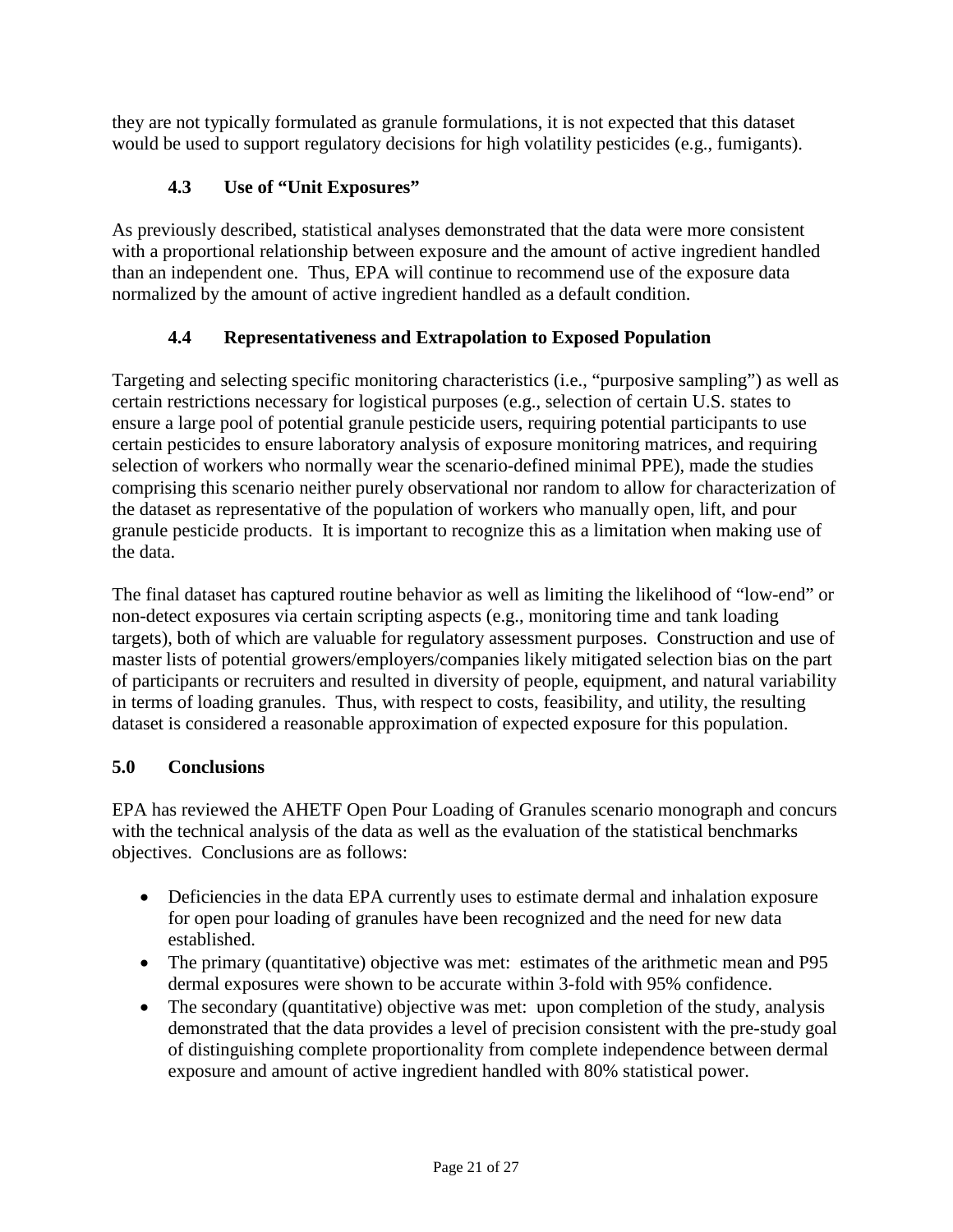they are not typically formulated as granule formulations, it is not expected that this dataset would be used to support regulatory decisions for high volatility pesticides (e.g., fumigants).

### 4.3 Use of "Unit Exposures"

As previously described, statistical analyses demonstrated that the data were more consistent with a proportional relationship between exposure and the amount of active ingredient handled than an independent one. Thus, EPA will continue to recommend use of the exposure data normalized by the amount of active ingredient handled as a default condition.

### 4.4 Representativeness and Extrapolation to Exposed Population

Targeting and selecting specific monitoring characteristics (i.e., "purposive sampling") as well as certain restrictions necessary for logistical purposes (e.g., selection of certain U.S. states to ensure a large pool of potential granule pesticide users, requiring potential participants to use certain pesticides to ensure laboratory analysis of exposure monitoring matrices, and requiring selection of workers who normally wear the scenario-defined minimal PPE), made the studies comprising this scenario neither purely observational nor random to allow for characterization of the dataset as representative of the population of workers who manually open, lift, and pour granule pesticide products. It is important to recognize this as a limitation when making use of the data.

The final dataset has captured routine behavior as well as limiting the likelihood of "low-end" or non-detect exposures via certain scripting aspects (e.g., monitoring time and tank loading targets), both of which are valuable for regulatory assessment purposes. Construction and use of master lists of potential growers/employers/companies likely mitigated selection bias on the part of participants or recruiters and resulted in diversity of people, equipment, and natural variability in terms of loading granules. Thus, with respect to costs, feasibility, and utility, the resulting dataset is considered a reasonable approximation of expected exposure for this population.

## 5.0 Conclusions

EPA has reviewed the AHETF Open Pour Loading of Granules scenario monograph and concurs with the technical analysis of the data as well as the evaluation of the statistical benchmarks objectives. Conclusions are as follows:

- Deficiencies in the data EPA currently uses to estimate dermal and inhalation exposure for open pour loading of granules have been recognized and the need for new data established.
- The primary (quantitative) objective was met: estimates of the arithmetic mean and P95 dermal exposures were shown to be accurate within 3-fold with 95% confidence.
- The secondary (quantitative) objective was met: upon completion of the study, analysis demonstrated that the data provides a level of precision consistent with the pre-study goal of distinguishing complete proportionality from complete independence between dermal exposure and amount of active ingredient handled with 80% statistical power.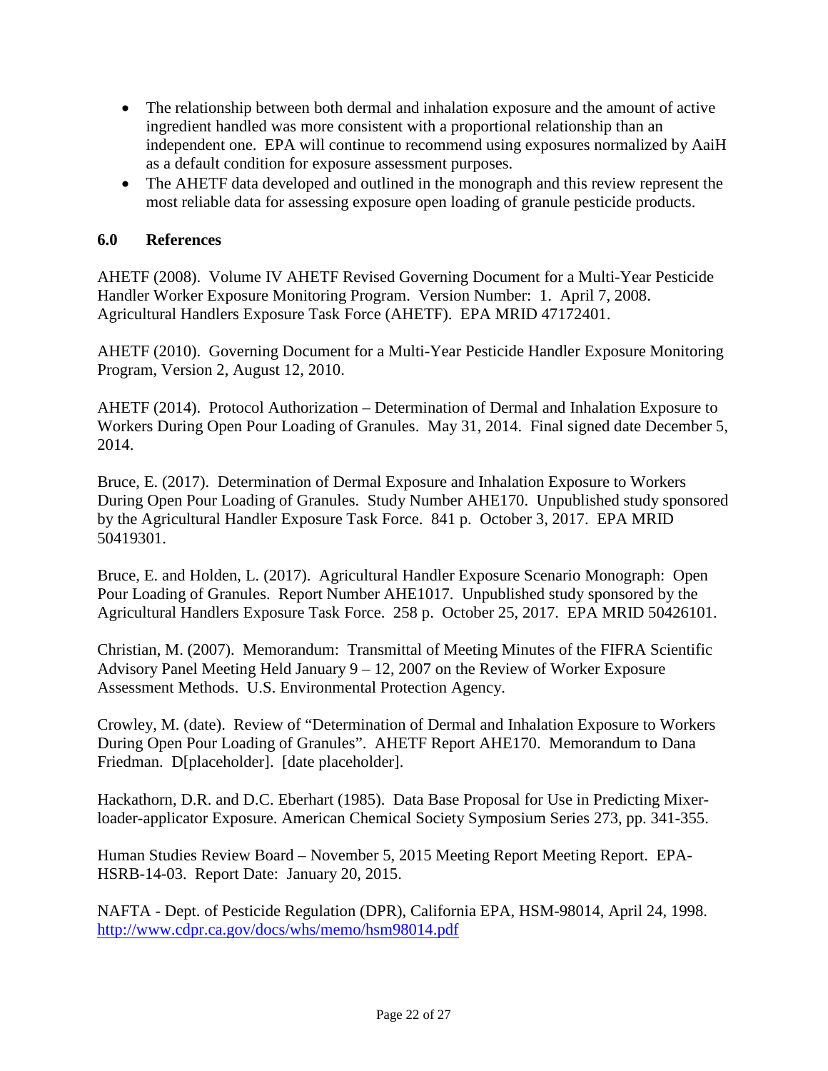- The relationship between both dermal and inhalation exposure and the amount of active ingredient handled was more consistent with a proportional relationship than an independent one. EPA will continue to recommend using exposures normalized by AaiH as a default condition for exposure assessment purposes.
- The AHETF data developed and outlined in the monograph and this review represent the most reliable data for assessing exposure open loading of granule pesticide products.

## 6.0 References

AHETF (2008). Volume IV AHETF Revised Governing Document for a Multi-Year Pesticide Handler Worker Exposure Monitoring Program. Version Number: 1. April 7, 2008. Agricultural Handlers Exposure Task Force (AHETF). EPA MRID 47172401.

AHETF (2010). Governing Document for a Multi-Year Pesticide Handler Exposure Monitoring Program, Version 2, August 12, 2010.

AHETF (2014). Protocol Authorization – Determination of Dermal and Inhalation Exposure to Workers During Open Pour Loading of Granules. May 31, 2014. Final signed date December 5, 2014.

Bruce, E. (2017). Determination of Dermal Exposure and Inhalation Exposure to Workers During Open Pour Loading of Granules. Study Number AHE170. Unpublished study sponsored by the Agricultural Handler Exposure Task Force. 841 p. October 3, 2017. EPA MRID 50419301.

Bruce, E. and Holden, L. (2017). Agricultural Handler Exposure Scenario Monograph: Open Pour Loading of Granules. Report Number AHE1017. Unpublished study sponsored by the Agricultural Handlers Exposure Task Force. 258 p. October 25, 2017. EPA MRID 50426101.

Christian, M. (2007). Memorandum: Transmittal of Meeting Minutes of the FIFRA Scientific Advisory Panel Meeting Held January 9 – 12, 2007 on the Review of Worker Exposure Assessment Methods. U.S. Environmental Protection Agency.

Crowley, M. (date). Review of "Determination of Dermal and Inhalation Exposure to Workers During Open Pour Loading of Granules". AHETF Report AHE170. Memorandum to Dana Friedman. D[placeholder]. [date placeholder].

Hackathorn, D.R. and D.C. Eberhart (1985). Data Base Proposal for Use in Predicting Mixer-loader-applicator Exposure. American Chemical Society Symposium Series 273, pp. 341-355.

Human Studies Review Board – November 5, 2015 Meeting Report Meeting Report. EPA-HSRB-14-03. Report Date: January 20, 2015.

NAFTA - Dept. of Pesticide Regulation (DPR), California EPA, HSM-98014, April 24, 1998. http://www.cdpr.ca.gov/docs/whs/memo/hsm98014.pdf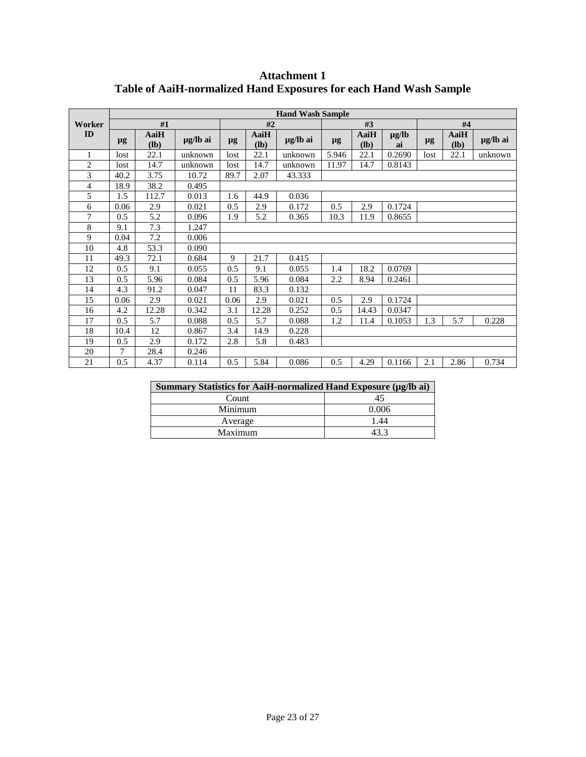# Attachment 1
# Table of AaiH-normalized Hand Exposures for each Hand Wash Sample

| Worker ID | Hand Wash Sample | | | | | | | | | | | |
|---|---|---|---|---|---|---|---|---|---|---|---|---|
| | #1 | | | #2 | | | #3 | | | #4 | | |
| | µg | AaiH (lb) | µg/lb ai | µg | AaiH (lb) | µg/lb ai | µg | AaiH (lb) | µg/lb ai | µg | AaiH (lb) | µg/lb ai |
| 1 | lost | 22.1 | unknown | lost | 22.1 | unknown | 5.946 | 22.1 | 0.2690 | lost | 22.1 | unknown |
| 2 | lost | 14.7 | unknown | lost | 14.7 | unknown | 11.97 | 14.7 | 0.8143 | | | |
| 3 | 40.2 | 3.75 | 10.72 | 89.7 | 2.07 | 43.333 | | | | | | |
| 4 | 18.9 | 38.2 | 0.495 | | | | | | | | | |
| 5 | 1.5 | 112.7 | 0.013 | 1.6 | 44.9 | 0.036 | | | | | | |
| 6 | 0.06 | 2.9 | 0.021 | 0.5 | 2.9 | 0.172 | 0.5 | 2.9 | 0.1724 | | | |
| 7 | 0.5 | 5.2 | 0.096 | 1.9 | 5.2 | 0.365 | 10.3 | 11.9 | 0.8655 | | | |
| 8 | 9.1 | 7.3 | 1.247 | | | | | | | | | |
| 9 | 0.04 | 7.2 | 0.006 | | | | | | | | | |
| 10 | 4.8 | 53.3 | 0.090 | | | | | | | | | |
| 11 | 49.3 | 72.1 | 0.684 | 9 | 21.7 | 0.415 | | | | | | |
| 12 | 0.5 | 9.1 | 0.055 | 0.5 | 9.1 | 0.055 | 1.4 | 18.2 | 0.0769 | | | |
| 13 | 0.5 | 5.96 | 0.084 | 0.5 | 5.96 | 0.084 | 2.2 | 8.94 | 0.2461 | | | |
| 14 | 4.3 | 91.2 | 0.047 | 11 | 83.3 | 0.132 | | | | | | |
| 15 | 0.06 | 2.9 | 0.021 | 0.06 | 2.9 | 0.021 | 0.5 | 2.9 | 0.1724 | | | |
| 16 | 4.2 | 12.28 | 0.342 | 3.1 | 12.28 | 0.252 | 0.5 | 14.43 | 0.0347 | | | |
| 17 | 0.5 | 5.7 | 0.088 | 0.5 | 5.7 | 0.088 | 1.2 | 11.4 | 0.1053 | 1.3 | 5.7 | 0.228 |
| 18 | 10.4 | 12 | 0.867 | 3.4 | 14.9 | 0.228 | | | | | | |
| 19 | 0.5 | 2.9 | 0.172 | 2.8 | 5.8 | 0.483 | | | | | | |
| 20 | 7 | 28.4 | 0.246 | | | | | | | | | |
| 21 | 0.5 | 4.37 | 0.114 | 0.5 | 5.84 | 0.086 | 0.5 | 4.29 | 0.1166 | 2.1 | 2.86 | 0.734 |

| Summary Statistics for AaiH-normalized Hand Exposure (µg/lb ai) | |
|---|---|
| Count | 45 |
| Minimum | 0.006 |
| Average | 1.44 |
| Maximum | 43.3 |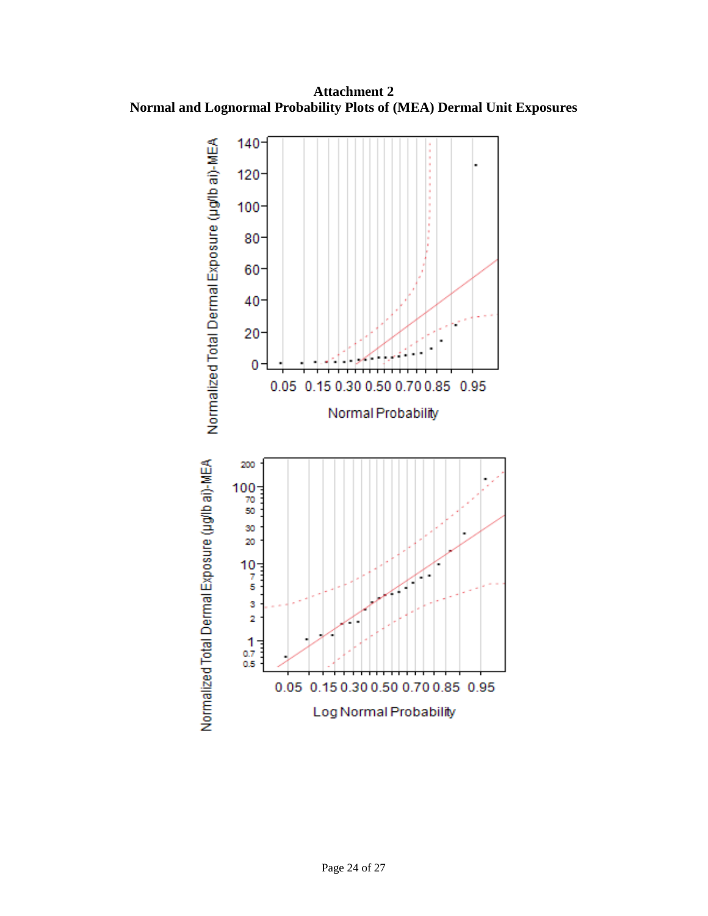**Attachment 2**
**Normal and Lognormal Probability Plots of (MEA) Dermal Unit Exposures**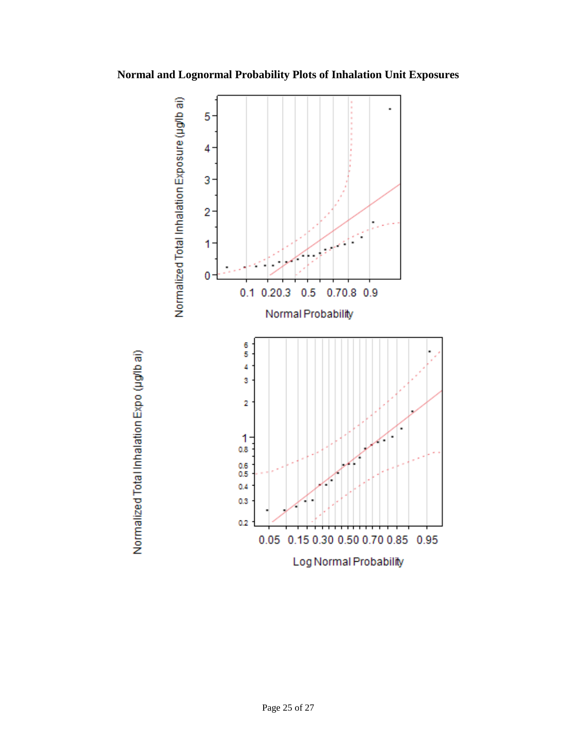**Normal and Lognormal Probability Plots of Inhalation Unit Exposures**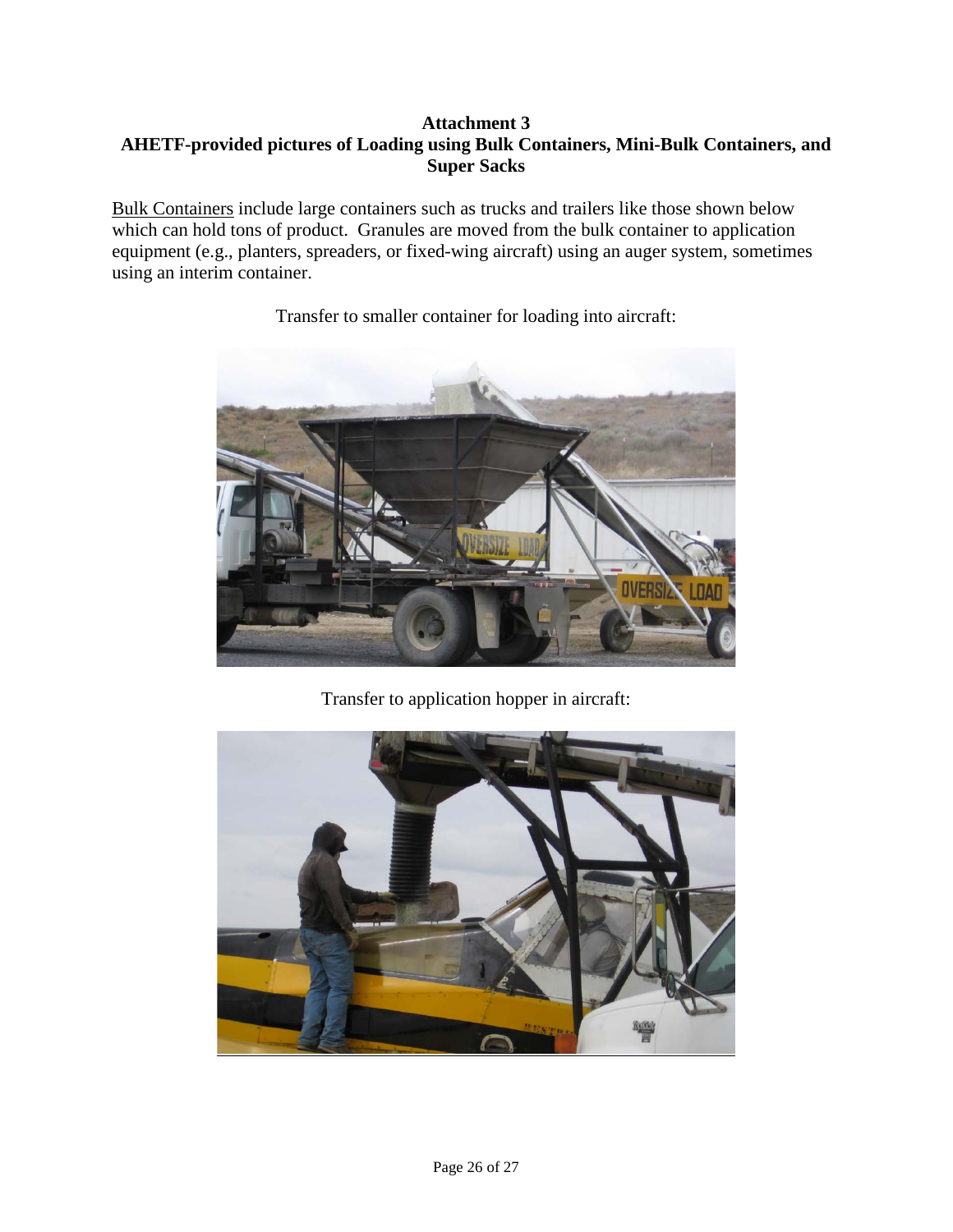**Attachment 3**
**AHETF-provided pictures of Loading using Bulk Containers, Mini-Bulk Containers, and Super Sacks**

Bulk Containers include large containers such as trucks and trailers like those shown below which can hold tons of product. Granules are moved from the bulk container to application equipment (e.g., planters, spreaders, or fixed-wing aircraft) using an auger system, sometimes using an interim container.

Transfer to smaller container for loading into aircraft:

Transfer to application hopper in aircraft: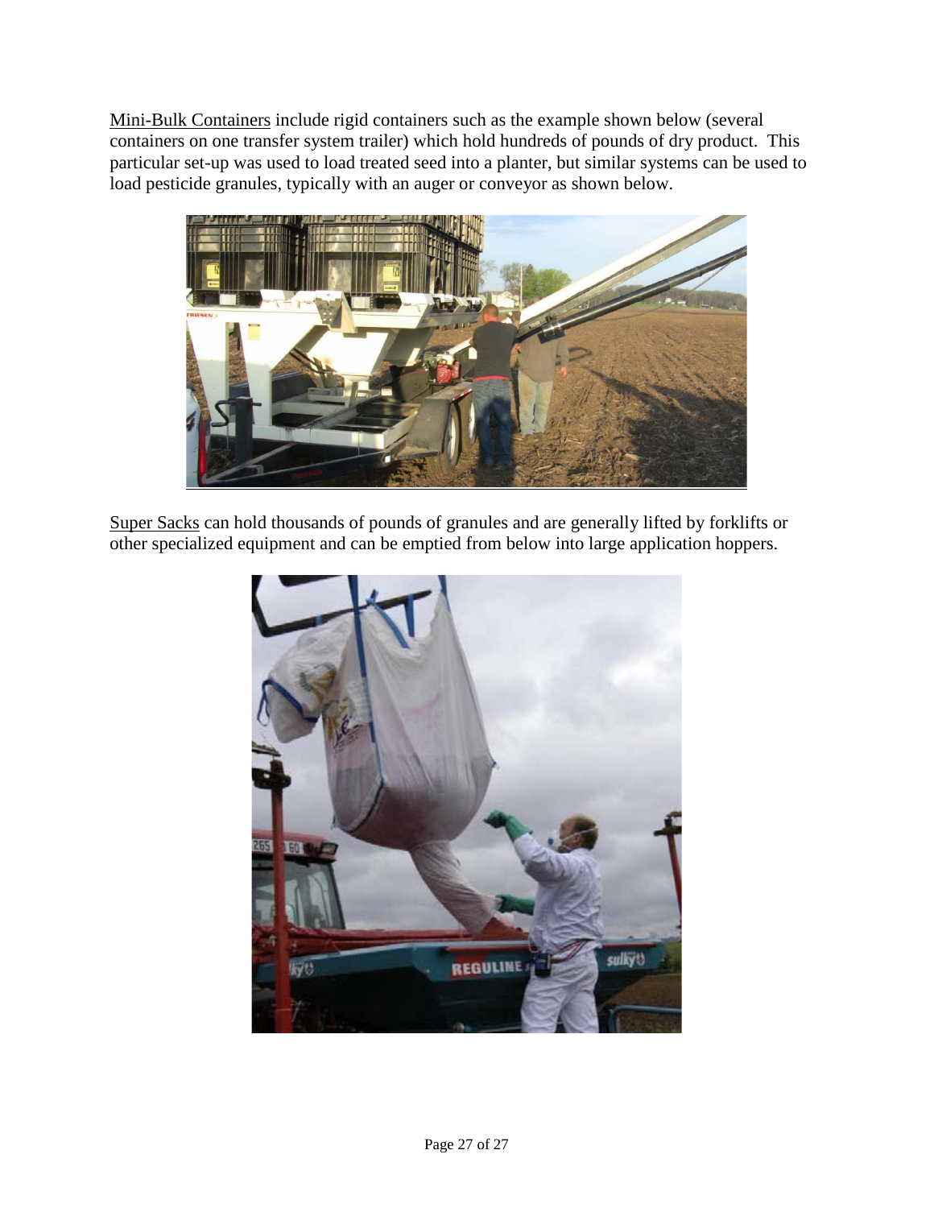Mini-Bulk Containers include rigid containers such as the example shown below (several containers on one transfer system trailer) which hold hundreds of pounds of dry product. This particular set-up was used to load treated seed into a planter, but similar systems can be used to load pesticide granules, typically with an auger or conveyor as shown below.

Super Sacks can hold thousands of pounds of granules and are generally lifted by forklifts or other specialized equipment and can be emptied from below into large application hoppers.